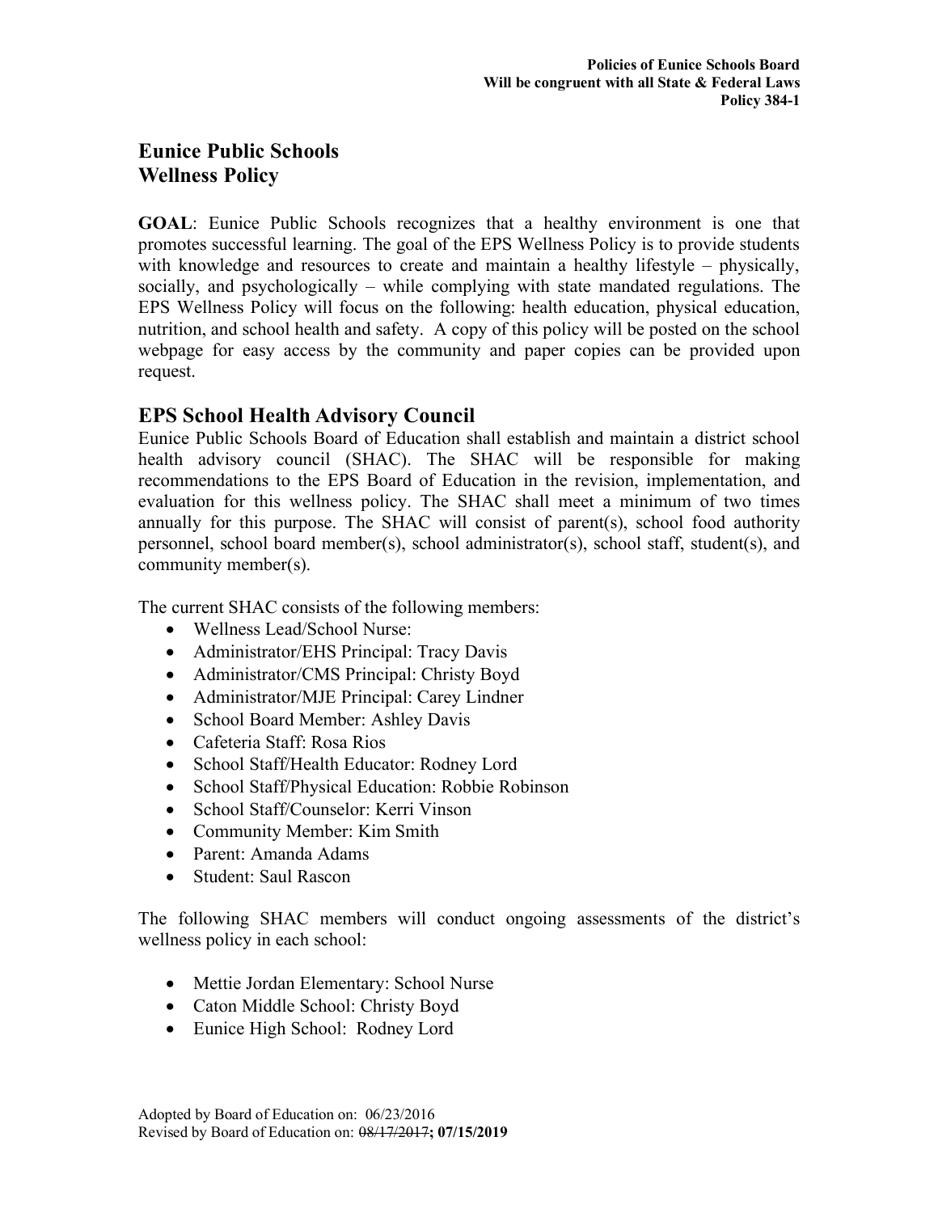**Policies of Eunice Schools Board**
**Will be congruent with all State & Federal Laws**
**Policy 384-1**

# Eunice Public Schools
# Wellness Policy

**GOAL**: Eunice Public Schools recognizes that a healthy environment is one that promotes successful learning. The goal of the EPS Wellness Policy is to provide students with knowledge and resources to create and maintain a healthy lifestyle – physically, socially, and psychologically – while complying with state mandated regulations. The EPS Wellness Policy will focus on the following: health education, physical education, nutrition, and school health and safety. A copy of this policy will be posted on the school webpage for easy access by the community and paper copies can be provided upon request.

## EPS School Health Advisory Council

Eunice Public Schools Board of Education shall establish and maintain a district school health advisory council (SHAC). The SHAC will be responsible for making recommendations to the EPS Board of Education in the revision, implementation, and evaluation for this wellness policy. The SHAC shall meet a minimum of two times annually for this purpose. The SHAC will consist of parent(s), school food authority personnel, school board member(s), school administrator(s), school staff, student(s), and community member(s).

The current SHAC consists of the following members:

- Wellness Lead/School Nurse:
- Administrator/EHS Principal: Tracy Davis
- Administrator/CMS Principal: Christy Boyd
- Administrator/MJE Principal: Carey Lindner
- School Board Member: Ashley Davis
- Cafeteria Staff: Rosa Rios
- School Staff/Health Educator: Rodney Lord
- School Staff/Physical Education: Robbie Robinson
- School Staff/Counselor: Kerri Vinson
- Community Member: Kim Smith
- Parent: Amanda Adams
- Student: Saul Rascon

The following SHAC members will conduct ongoing assessments of the district's wellness policy in each school:

- Mettie Jordan Elementary: School Nurse
- Caton Middle School: Christy Boyd
- Eunice High School: Rodney Lord

Adopted by Board of Education on: 06/23/2016
Revised by Board of Education on: ~~08/17/2017~~**; 07/15/2019**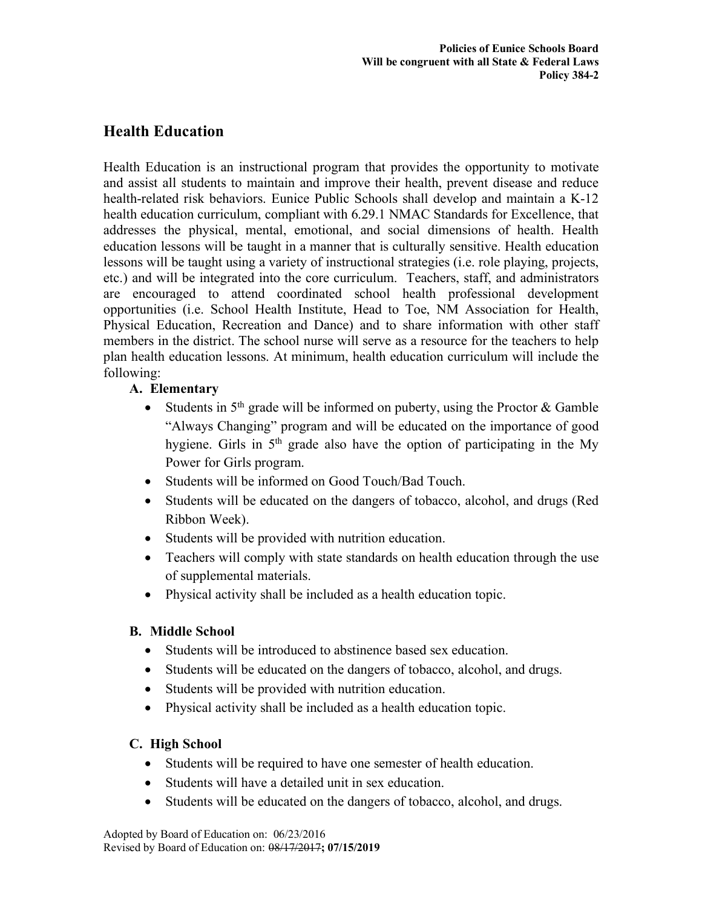## Health Education

Health Education is an instructional program that provides the opportunity to motivate and assist all students to maintain and improve their health, prevent disease and reduce health-related risk behaviors. Eunice Public Schools shall develop and maintain a K-12 health education curriculum, compliant with 6.29.1 NMAC Standards for Excellence, that addresses the physical, mental, emotional, and social dimensions of health. Health education lessons will be taught in a manner that is culturally sensitive. Health education lessons will be taught using a variety of instructional strategies (i.e. role playing, projects, etc.) and will be integrated into the core curriculum. Teachers, staff, and administrators are encouraged to attend coordinated school health professional development opportunities (i.e. School Health Institute, Head to Toe, NM Association for Health, Physical Education, Recreation and Dance) and to share information with other staff members in the district. The school nurse will serve as a resource for the teachers to help plan health education lessons. At minimum, health education curriculum will include the following:

**A. Elementary**

- Students in 5th grade will be informed on puberty, using the Proctor & Gamble "Always Changing" program and will be educated on the importance of good hygiene. Girls in 5th grade also have the option of participating in the My Power for Girls program.
- Students will be informed on Good Touch/Bad Touch.
- Students will be educated on the dangers of tobacco, alcohol, and drugs (Red Ribbon Week).
- Students will be provided with nutrition education.
- Teachers will comply with state standards on health education through the use of supplemental materials.
- Physical activity shall be included as a health education topic.

**B. Middle School**

- Students will be introduced to abstinence based sex education.
- Students will be educated on the dangers of tobacco, alcohol, and drugs.
- Students will be provided with nutrition education.
- Physical activity shall be included as a health education topic.

**C. High School**

- Students will be required to have one semester of health education.
- Students will have a detailed unit in sex education.
- Students will be educated on the dangers of tobacco, alcohol, and drugs.

Adopted by Board of Education on: 06/23/2016
Revised by Board of Education on: ~~08/17/2017~~**; 07/15/2019**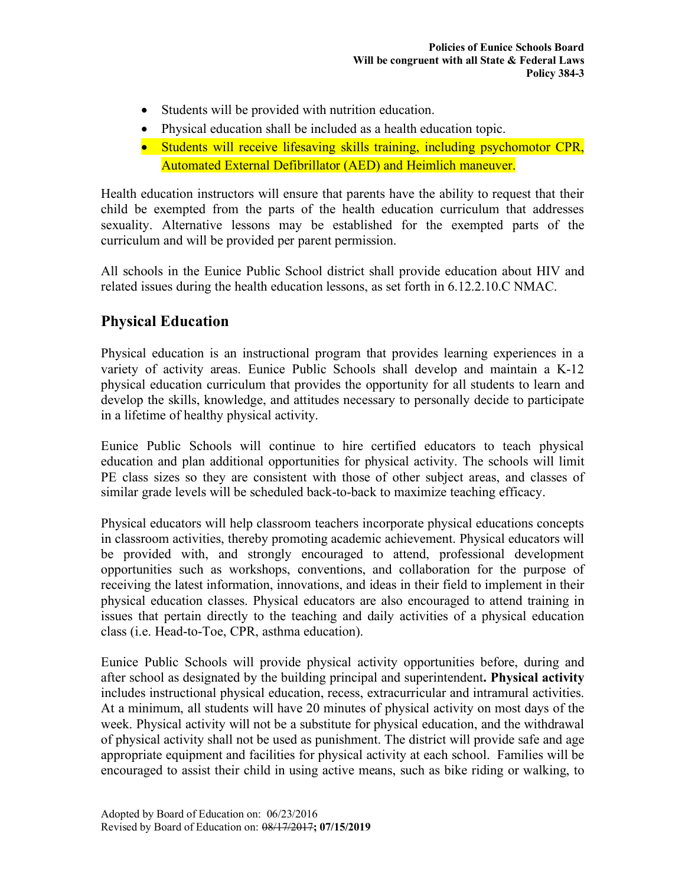- Students will be provided with nutrition education.
- Physical education shall be included as a health education topic.
- Students will receive lifesaving skills training, including psychomotor CPR, Automated External Defibrillator (AED) and Heimlich maneuver.

Health education instructors will ensure that parents have the ability to request that their child be exempted from the parts of the health education curriculum that addresses sexuality. Alternative lessons may be established for the exempted parts of the curriculum and will be provided per parent permission.

All schools in the Eunice Public School district shall provide education about HIV and related issues during the health education lessons, as set forth in 6.12.2.10.C NMAC.

## Physical Education

Physical education is an instructional program that provides learning experiences in a variety of activity areas. Eunice Public Schools shall develop and maintain a K-12 physical education curriculum that provides the opportunity for all students to learn and develop the skills, knowledge, and attitudes necessary to personally decide to participate in a lifetime of healthy physical activity.

Eunice Public Schools will continue to hire certified educators to teach physical education and plan additional opportunities for physical activity. The schools will limit PE class sizes so they are consistent with those of other subject areas, and classes of similar grade levels will be scheduled back-to-back to maximize teaching efficacy.

Physical educators will help classroom teachers incorporate physical educations concepts in classroom activities, thereby promoting academic achievement. Physical educators will be provided with, and strongly encouraged to attend, professional development opportunities such as workshops, conventions, and collaboration for the purpose of receiving the latest information, innovations, and ideas in their field to implement in their physical education classes. Physical educators are also encouraged to attend training in issues that pertain directly to the teaching and daily activities of a physical education class (i.e. Head-to-Toe, CPR, asthma education).

Eunice Public Schools will provide physical activity opportunities before, during and after school as designated by the building principal and superintendent**. Physical activity** includes instructional physical education, recess, extracurricular and intramural activities. At a minimum, all students will have 20 minutes of physical activity on most days of the week. Physical activity will not be a substitute for physical education, and the withdrawal of physical activity shall not be used as punishment. The district will provide safe and age appropriate equipment and facilities for physical activity at each school. Families will be encouraged to assist their child in using active means, such as bike riding or walking, to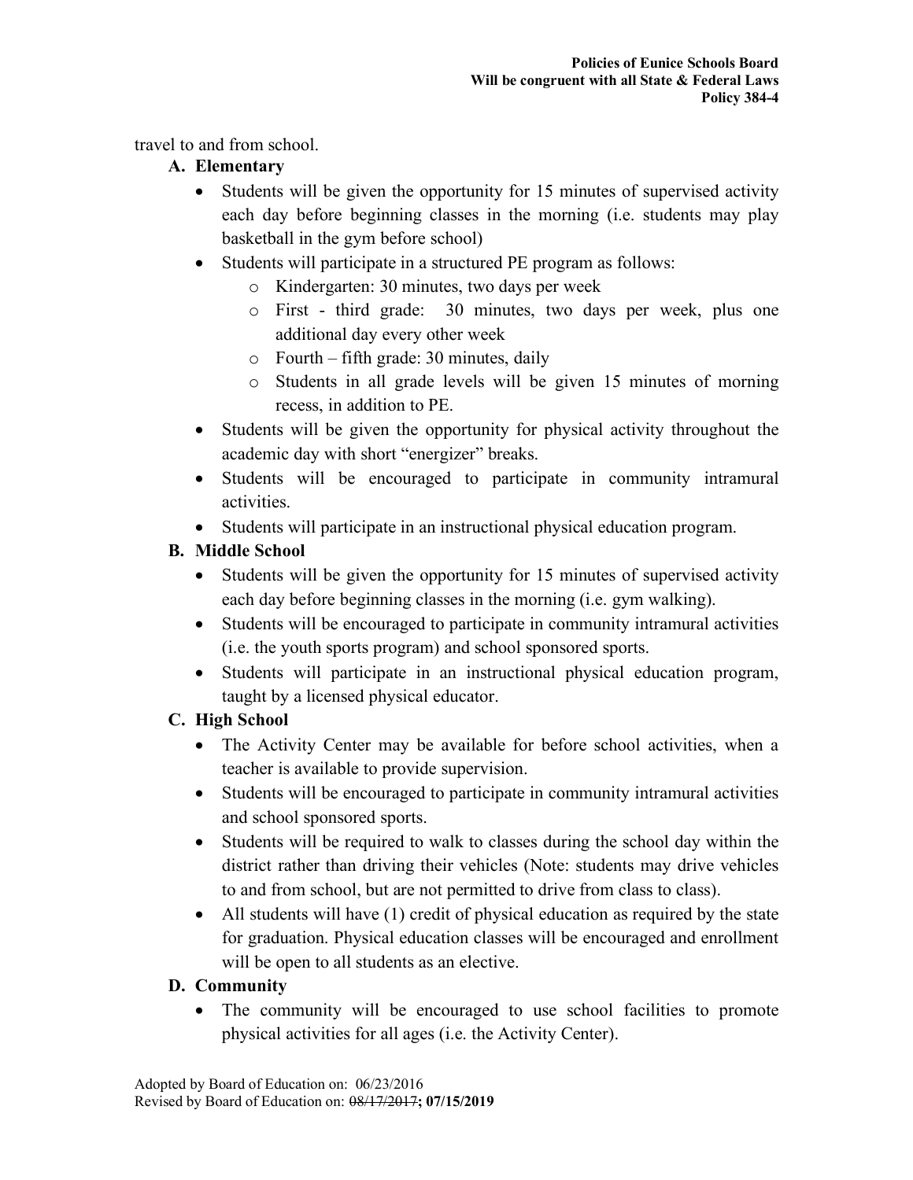travel to and from school.

**A. Elementary**

- Students will be given the opportunity for 15 minutes of supervised activity each day before beginning classes in the morning (i.e. students may play basketball in the gym before school)
- Students will participate in a structured PE program as follows:
  - Kindergarten: 30 minutes, two days per week
  - First - third grade: 30 minutes, two days per week, plus one additional day every other week
  - Fourth – fifth grade: 30 minutes, daily
  - Students in all grade levels will be given 15 minutes of morning recess, in addition to PE.
- Students will be given the opportunity for physical activity throughout the academic day with short "energizer" breaks.
- Students will be encouraged to participate in community intramural activities.
- Students will participate in an instructional physical education program.

**B. Middle School**

- Students will be given the opportunity for 15 minutes of supervised activity each day before beginning classes in the morning (i.e. gym walking).
- Students will be encouraged to participate in community intramural activities (i.e. the youth sports program) and school sponsored sports.
- Students will participate in an instructional physical education program, taught by a licensed physical educator.

**C. High School**

- The Activity Center may be available for before school activities, when a teacher is available to provide supervision.
- Students will be encouraged to participate in community intramural activities and school sponsored sports.
- Students will be required to walk to classes during the school day within the district rather than driving their vehicles (Note: students may drive vehicles to and from school, but are not permitted to drive from class to class).
- All students will have (1) credit of physical education as required by the state for graduation. Physical education classes will be encouraged and enrollment will be open to all students as an elective.

**D. Community**

- The community will be encouraged to use school facilities to promote physical activities for all ages (i.e. the Activity Center).

Adopted by Board of Education on: 06/23/2016
Revised by Board of Education on: ~~08/17/2017~~**; 07/15/2019**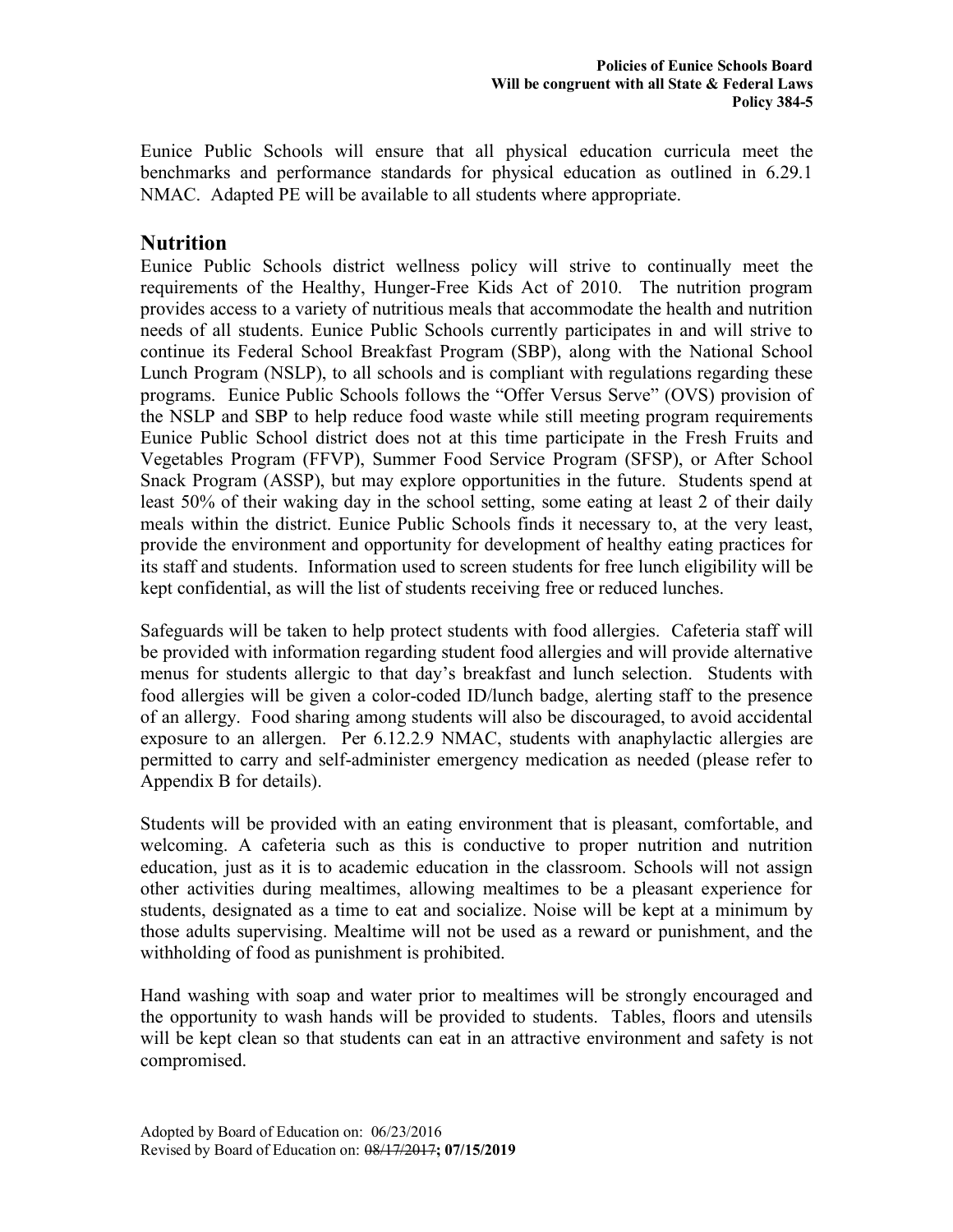Eunice Public Schools will ensure that all physical education curricula meet the benchmarks and performance standards for physical education as outlined in 6.29.1 NMAC. Adapted PE will be available to all students where appropriate.

## Nutrition

Eunice Public Schools district wellness policy will strive to continually meet the requirements of the Healthy, Hunger-Free Kids Act of 2010. The nutrition program provides access to a variety of nutritious meals that accommodate the health and nutrition needs of all students. Eunice Public Schools currently participates in and will strive to continue its Federal School Breakfast Program (SBP), along with the National School Lunch Program (NSLP), to all schools and is compliant with regulations regarding these programs. Eunice Public Schools follows the "Offer Versus Serve" (OVS) provision of the NSLP and SBP to help reduce food waste while still meeting program requirements Eunice Public School district does not at this time participate in the Fresh Fruits and Vegetables Program (FFVP), Summer Food Service Program (SFSP), or After School Snack Program (ASSP), but may explore opportunities in the future. Students spend at least 50% of their waking day in the school setting, some eating at least 2 of their daily meals within the district. Eunice Public Schools finds it necessary to, at the very least, provide the environment and opportunity for development of healthy eating practices for its staff and students. Information used to screen students for free lunch eligibility will be kept confidential, as will the list of students receiving free or reduced lunches.

Safeguards will be taken to help protect students with food allergies. Cafeteria staff will be provided with information regarding student food allergies and will provide alternative menus for students allergic to that day's breakfast and lunch selection. Students with food allergies will be given a color-coded ID/lunch badge, alerting staff to the presence of an allergy. Food sharing among students will also be discouraged, to avoid accidental exposure to an allergen. Per 6.12.2.9 NMAC, students with anaphylactic allergies are permitted to carry and self-administer emergency medication as needed (please refer to Appendix B for details).

Students will be provided with an eating environment that is pleasant, comfortable, and welcoming. A cafeteria such as this is conductive to proper nutrition and nutrition education, just as it is to academic education in the classroom. Schools will not assign other activities during mealtimes, allowing mealtimes to be a pleasant experience for students, designated as a time to eat and socialize. Noise will be kept at a minimum by those adults supervising. Mealtime will not be used as a reward or punishment, and the withholding of food as punishment is prohibited.

Hand washing with soap and water prior to mealtimes will be strongly encouraged and the opportunity to wash hands will be provided to students. Tables, floors and utensils will be kept clean so that students can eat in an attractive environment and safety is not compromised.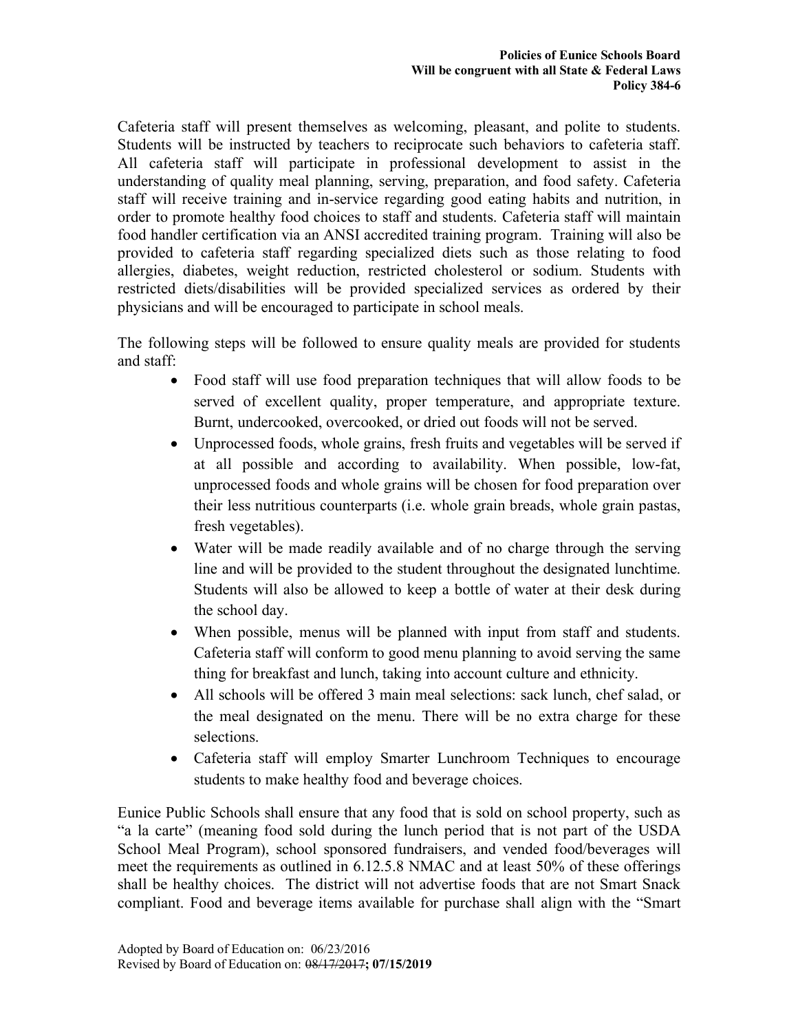Cafeteria staff will present themselves as welcoming, pleasant, and polite to students. Students will be instructed by teachers to reciprocate such behaviors to cafeteria staff. All cafeteria staff will participate in professional development to assist in the understanding of quality meal planning, serving, preparation, and food safety. Cafeteria staff will receive training and in-service regarding good eating habits and nutrition, in order to promote healthy food choices to staff and students. Cafeteria staff will maintain food handler certification via an ANSI accredited training program. Training will also be provided to cafeteria staff regarding specialized diets such as those relating to food allergies, diabetes, weight reduction, restricted cholesterol or sodium. Students with restricted diets/disabilities will be provided specialized services as ordered by their physicians and will be encouraged to participate in school meals.

The following steps will be followed to ensure quality meals are provided for students and staff:

- Food staff will use food preparation techniques that will allow foods to be served of excellent quality, proper temperature, and appropriate texture. Burnt, undercooked, overcooked, or dried out foods will not be served.
- Unprocessed foods, whole grains, fresh fruits and vegetables will be served if at all possible and according to availability. When possible, low-fat, unprocessed foods and whole grains will be chosen for food preparation over their less nutritious counterparts (i.e. whole grain breads, whole grain pastas, fresh vegetables).
- Water will be made readily available and of no charge through the serving line and will be provided to the student throughout the designated lunchtime. Students will also be allowed to keep a bottle of water at their desk during the school day.
- When possible, menus will be planned with input from staff and students. Cafeteria staff will conform to good menu planning to avoid serving the same thing for breakfast and lunch, taking into account culture and ethnicity.
- All schools will be offered 3 main meal selections: sack lunch, chef salad, or the meal designated on the menu. There will be no extra charge for these selections.
- Cafeteria staff will employ Smarter Lunchroom Techniques to encourage students to make healthy food and beverage choices.

Eunice Public Schools shall ensure that any food that is sold on school property, such as "a la carte" (meaning food sold during the lunch period that is not part of the USDA School Meal Program), school sponsored fundraisers, and vended food/beverages will meet the requirements as outlined in 6.12.5.8 NMAC and at least 50% of these offerings shall be healthy choices. The district will not advertise foods that are not Smart Snack compliant. Food and beverage items available for purchase shall align with the "Smart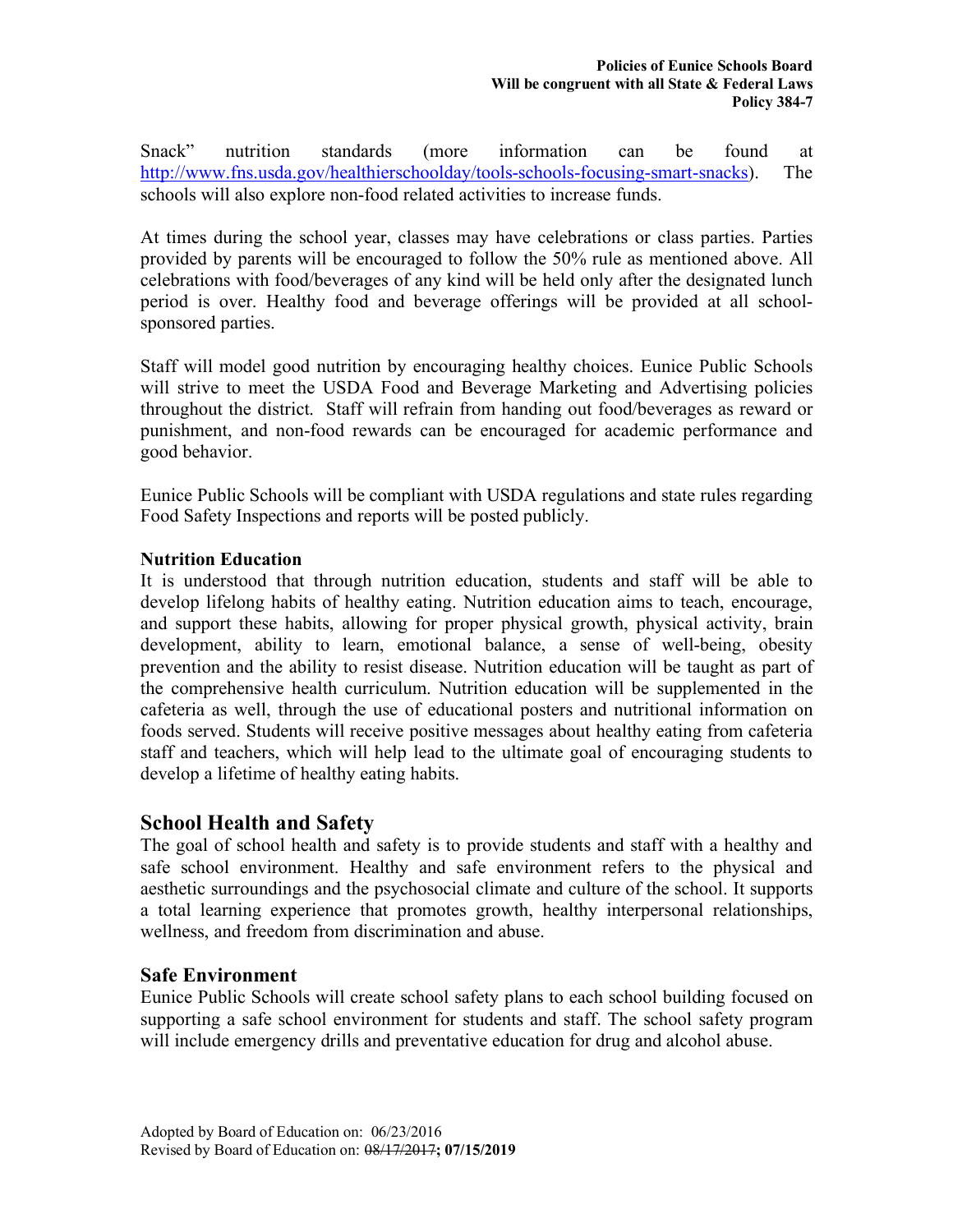Snack" nutrition standards (more information can be found at http://www.fns.usda.gov/healthierschoolday/tools-schools-focusing-smart-snacks). The schools will also explore non-food related activities to increase funds.

At times during the school year, classes may have celebrations or class parties. Parties provided by parents will be encouraged to follow the 50% rule as mentioned above. All celebrations with food/beverages of any kind will be held only after the designated lunch period is over. Healthy food and beverage offerings will be provided at all school-sponsored parties.

Staff will model good nutrition by encouraging healthy choices. Eunice Public Schools will strive to meet the USDA Food and Beverage Marketing and Advertising policies throughout the district. Staff will refrain from handing out food/beverages as reward or punishment, and non-food rewards can be encouraged for academic performance and good behavior.

Eunice Public Schools will be compliant with USDA regulations and state rules regarding Food Safety Inspections and reports will be posted publicly.

**Nutrition Education**

It is understood that through nutrition education, students and staff will be able to develop lifelong habits of healthy eating. Nutrition education aims to teach, encourage, and support these habits, allowing for proper physical growth, physical activity, brain development, ability to learn, emotional balance, a sense of well-being, obesity prevention and the ability to resist disease. Nutrition education will be taught as part of the comprehensive health curriculum. Nutrition education will be supplemented in the cafeteria as well, through the use of educational posters and nutritional information on foods served. Students will receive positive messages about healthy eating from cafeteria staff and teachers, which will help lead to the ultimate goal of encouraging students to develop a lifetime of healthy eating habits.

## School Health and Safety

The goal of school health and safety is to provide students and staff with a healthy and safe school environment. Healthy and safe environment refers to the physical and aesthetic surroundings and the psychosocial climate and culture of the school. It supports a total learning experience that promotes growth, healthy interpersonal relationships, wellness, and freedom from discrimination and abuse.

### Safe Environment

Eunice Public Schools will create school safety plans to each school building focused on supporting a safe school environment for students and staff. The school safety program will include emergency drills and preventative education for drug and alcohol abuse.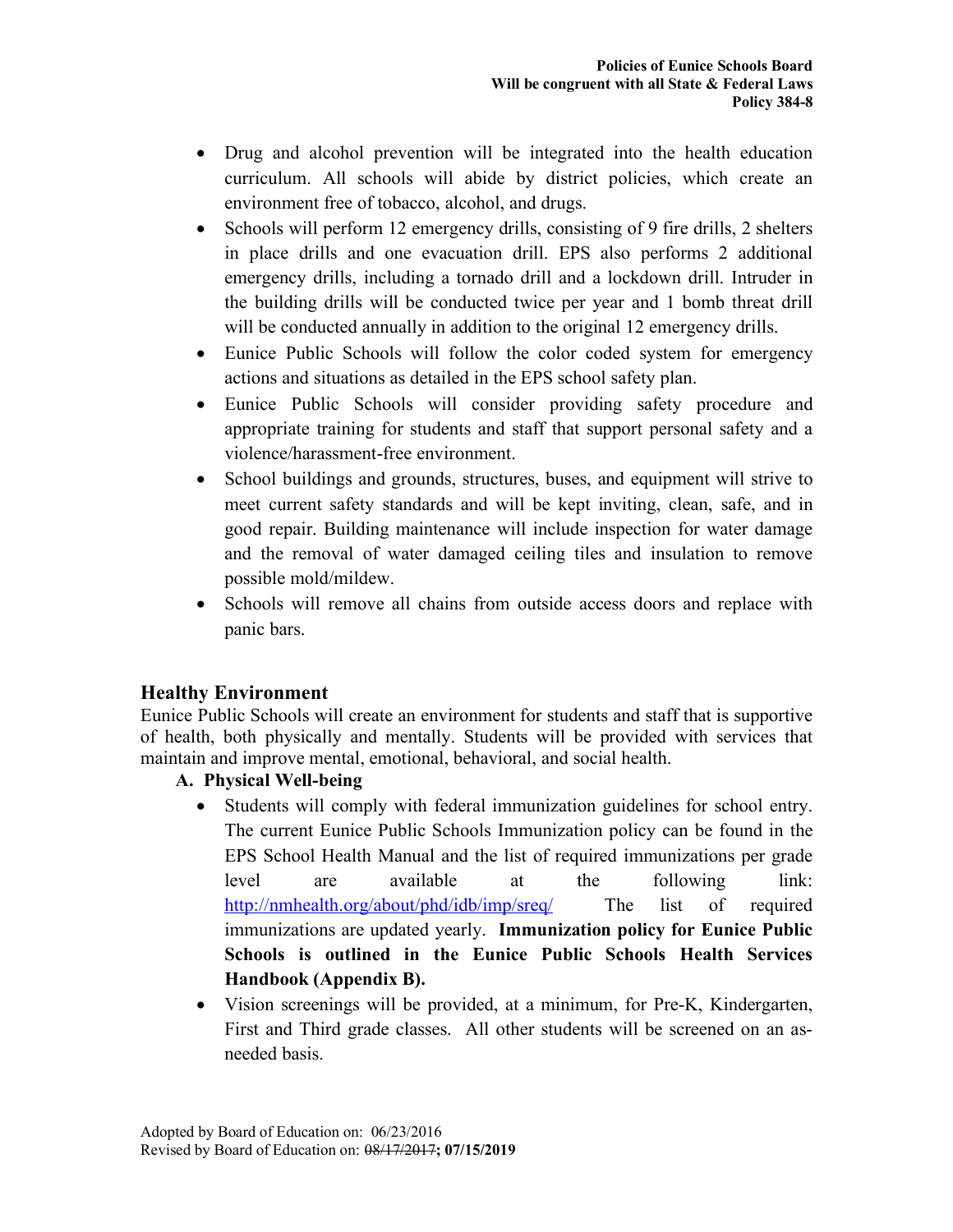- Drug and alcohol prevention will be integrated into the health education curriculum. All schools will abide by district policies, which create an environment free of tobacco, alcohol, and drugs.
- Schools will perform 12 emergency drills, consisting of 9 fire drills, 2 shelters in place drills and one evacuation drill. EPS also performs 2 additional emergency drills, including a tornado drill and a lockdown drill. Intruder in the building drills will be conducted twice per year and 1 bomb threat drill will be conducted annually in addition to the original 12 emergency drills.
- Eunice Public Schools will follow the color coded system for emergency actions and situations as detailed in the EPS school safety plan.
- Eunice Public Schools will consider providing safety procedure and appropriate training for students and staff that support personal safety and a violence/harassment-free environment.
- School buildings and grounds, structures, buses, and equipment will strive to meet current safety standards and will be kept inviting, clean, safe, and in good repair. Building maintenance will include inspection for water damage and the removal of water damaged ceiling tiles and insulation to remove possible mold/mildew.
- Schools will remove all chains from outside access doors and replace with panic bars.

## Healthy Environment

Eunice Public Schools will create an environment for students and staff that is supportive of health, both physically and mentally. Students will be provided with services that maintain and improve mental, emotional, behavioral, and social health.

### A. Physical Well-being

- Students will comply with federal immunization guidelines for school entry. The current Eunice Public Schools Immunization policy can be found in the EPS School Health Manual and the list of required immunizations per grade level are available at the following link: [http://nmhealth.org/about/phd/idb/imp/sreq/](http://nmhealth.org/about/phd/idb/imp/sreq/) The list of required immunizations are updated yearly. **Immunization policy for Eunice Public Schools is outlined in the Eunice Public Schools Health Services Handbook (Appendix B).**
- Vision screenings will be provided, at a minimum, for Pre-K, Kindergarten, First and Third grade classes. All other students will be screened on an as-needed basis.

Adopted by Board of Education on: 06/23/2016
Revised by Board of Education on: ~~08/17/2017~~**; 07/15/2019**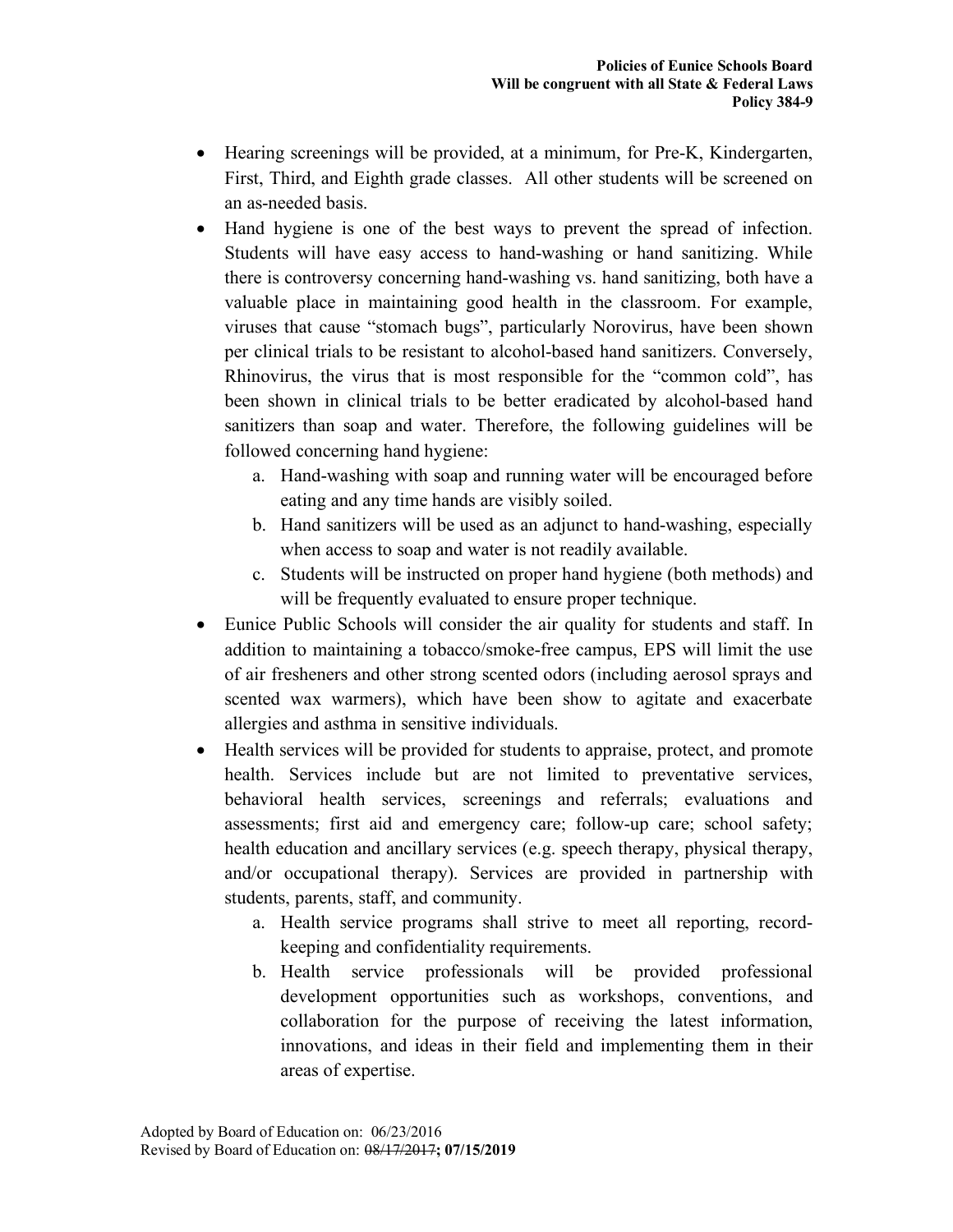- Hearing screenings will be provided, at a minimum, for Pre-K, Kindergarten, First, Third, and Eighth grade classes. All other students will be screened on an as-needed basis.
- Hand hygiene is one of the best ways to prevent the spread of infection. Students will have easy access to hand-washing or hand sanitizing. While there is controversy concerning hand-washing vs. hand sanitizing, both have a valuable place in maintaining good health in the classroom. For example, viruses that cause "stomach bugs", particularly Norovirus, have been shown per clinical trials to be resistant to alcohol-based hand sanitizers. Conversely, Rhinovirus, the virus that is most responsible for the "common cold", has been shown in clinical trials to be better eradicated by alcohol-based hand sanitizers than soap and water. Therefore, the following guidelines will be followed concerning hand hygiene:
    a. Hand-washing with soap and running water will be encouraged before eating and any time hands are visibly soiled.
    b. Hand sanitizers will be used as an adjunct to hand-washing, especially when access to soap and water is not readily available.
    c. Students will be instructed on proper hand hygiene (both methods) and will be frequently evaluated to ensure proper technique.
- Eunice Public Schools will consider the air quality for students and staff. In addition to maintaining a tobacco/smoke-free campus, EPS will limit the use of air fresheners and other strong scented odors (including aerosol sprays and scented wax warmers), which have been show to agitate and exacerbate allergies and asthma in sensitive individuals.
- Health services will be provided for students to appraise, protect, and promote health. Services include but are not limited to preventative services, behavioral health services, screenings and referrals; evaluations and assessments; first aid and emergency care; follow-up care; school safety; health education and ancillary services (e.g. speech therapy, physical therapy, and/or occupational therapy). Services are provided in partnership with students, parents, staff, and community.
    a. Health service programs shall strive to meet all reporting, record-keeping and confidentiality requirements.
    b. Health service professionals will be provided professional development opportunities such as workshops, conventions, and collaboration for the purpose of receiving the latest information, innovations, and ideas in their field and implementing them in their areas of expertise.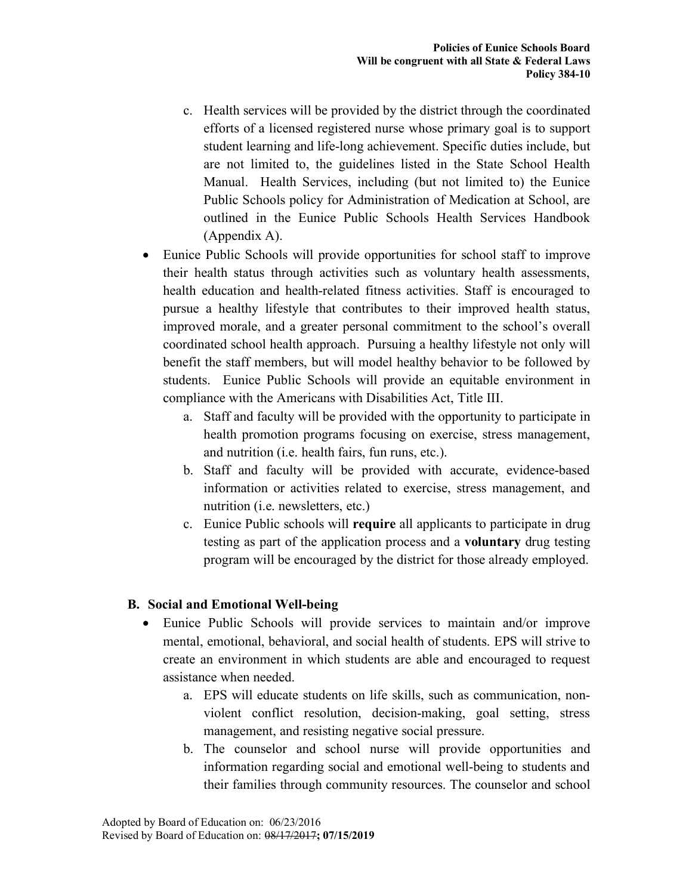c. Health services will be provided by the district through the coordinated efforts of a licensed registered nurse whose primary goal is to support student learning and life-long achievement. Specific duties include, but are not limited to, the guidelines listed in the State School Health Manual. Health Services, including (but not limited to) the Eunice Public Schools policy for Administration of Medication at School, are outlined in the Eunice Public Schools Health Services Handbook (Appendix A).

- Eunice Public Schools will provide opportunities for school staff to improve their health status through activities such as voluntary health assessments, health education and health-related fitness activities. Staff is encouraged to pursue a healthy lifestyle that contributes to their improved health status, improved morale, and a greater personal commitment to the school's overall coordinated school health approach. Pursuing a healthy lifestyle not only will benefit the staff members, but will model healthy behavior to be followed by students. Eunice Public Schools will provide an equitable environment in compliance with the Americans with Disabilities Act, Title III.
    a. Staff and faculty will be provided with the opportunity to participate in health promotion programs focusing on exercise, stress management, and nutrition (i.e. health fairs, fun runs, etc.).
    b. Staff and faculty will be provided with accurate, evidence-based information or activities related to exercise, stress management, and nutrition (i.e. newsletters, etc.)
    c. Eunice Public schools will **require** all applicants to participate in drug testing as part of the application process and a **voluntary** drug testing program will be encouraged by the district for those already employed.

## B. Social and Emotional Well-being

- Eunice Public Schools will provide services to maintain and/or improve mental, emotional, behavioral, and social health of students. EPS will strive to create an environment in which students are able and encouraged to request assistance when needed.
    a. EPS will educate students on life skills, such as communication, non-violent conflict resolution, decision-making, goal setting, stress management, and resisting negative social pressure.
    b. The counselor and school nurse will provide opportunities and information regarding social and emotional well-being to students and their families through community resources. The counselor and school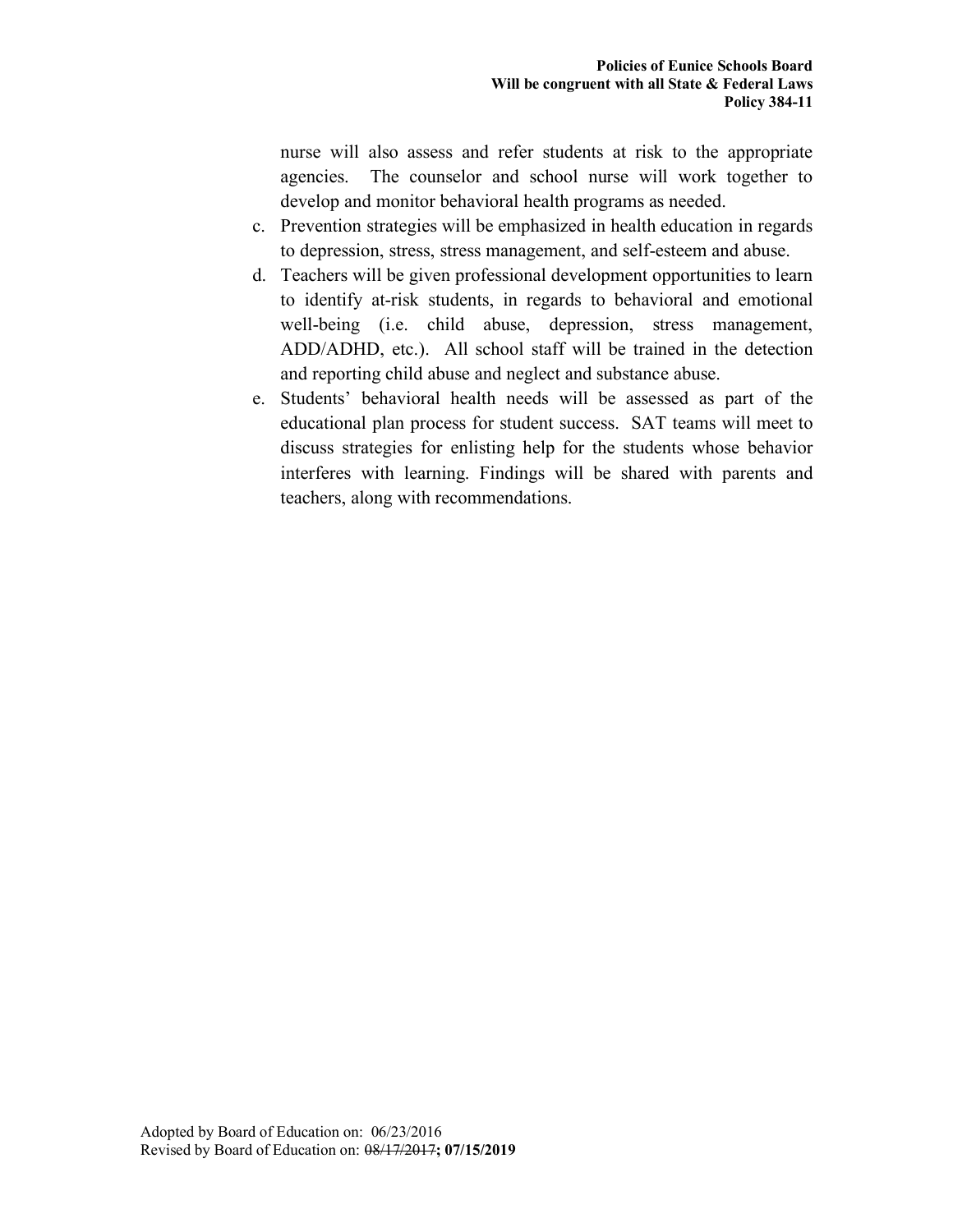nurse will also assess and refer students at risk to the appropriate agencies. The counselor and school nurse will work together to develop and monitor behavioral health programs as needed.

c. Prevention strategies will be emphasized in health education in regards to depression, stress, stress management, and self-esteem and abuse.
d. Teachers will be given professional development opportunities to learn to identify at-risk students, in regards to behavioral and emotional well-being (i.e. child abuse, depression, stress management, ADD/ADHD, etc.). All school staff will be trained in the detection and reporting child abuse and neglect and substance abuse.
e. Students' behavioral health needs will be assessed as part of the educational plan process for student success. SAT teams will meet to discuss strategies for enlisting help for the students whose behavior interferes with learning. Findings will be shared with parents and teachers, along with recommendations.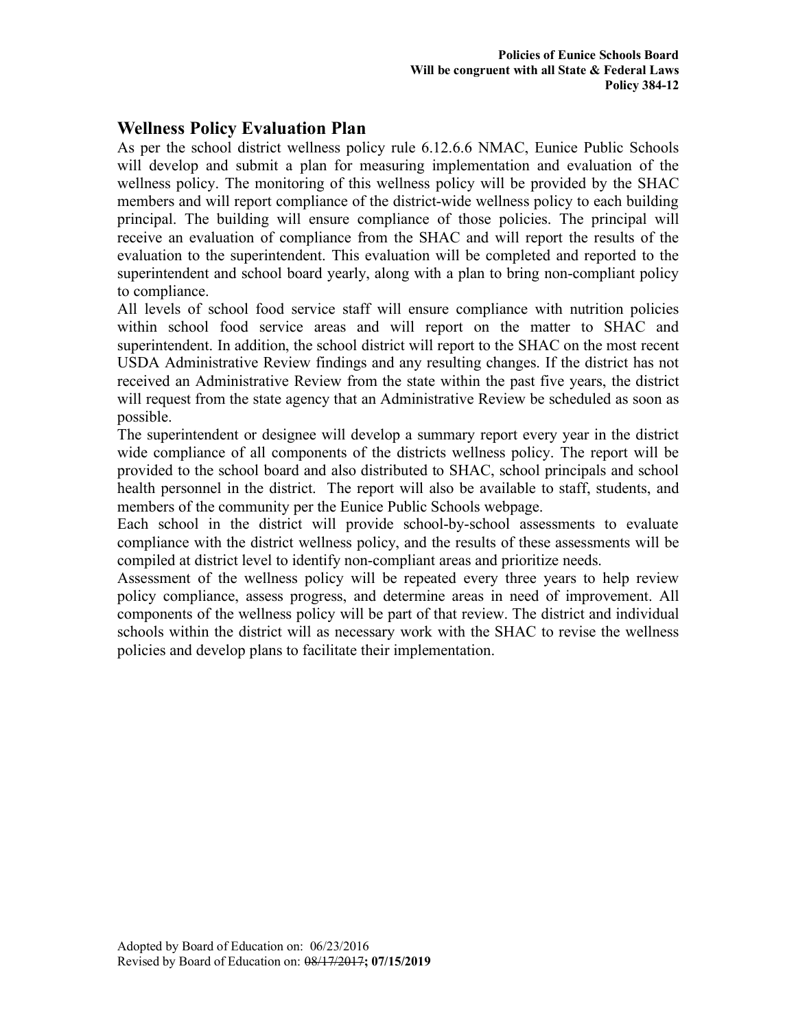**Policies of Eunice Schools Board**
**Will be congruent with all State & Federal Laws**
**Policy 384-12**

## Wellness Policy Evaluation Plan

As per the school district wellness policy rule 6.12.6.6 NMAC, Eunice Public Schools will develop and submit a plan for measuring implementation and evaluation of the wellness policy. The monitoring of this wellness policy will be provided by the SHAC members and will report compliance of the district-wide wellness policy to each building principal. The building will ensure compliance of those policies. The principal will receive an evaluation of compliance from the SHAC and will report the results of the evaluation to the superintendent. This evaluation will be completed and reported to the superintendent and school board yearly, along with a plan to bring non-compliant policy to compliance.

All levels of school food service staff will ensure compliance with nutrition policies within school food service areas and will report on the matter to SHAC and superintendent. In addition, the school district will report to the SHAC on the most recent USDA Administrative Review findings and any resulting changes. If the district has not received an Administrative Review from the state within the past five years, the district will request from the state agency that an Administrative Review be scheduled as soon as possible.

The superintendent or designee will develop a summary report every year in the district wide compliance of all components of the districts wellness policy. The report will be provided to the school board and also distributed to SHAC, school principals and school health personnel in the district. The report will also be available to staff, students, and members of the community per the Eunice Public Schools webpage.

Each school in the district will provide school-by-school assessments to evaluate compliance with the district wellness policy, and the results of these assessments will be compiled at district level to identify non-compliant areas and prioritize needs.

Assessment of the wellness policy will be repeated every three years to help review policy compliance, assess progress, and determine areas in need of improvement. All components of the wellness policy will be part of that review. The district and individual schools within the district will as necessary work with the SHAC to revise the wellness policies and develop plans to facilitate their implementation.

Adopted by Board of Education on: 06/23/2016
Revised by Board of Education on: ~~08/17/2017~~**; 07/15/2019**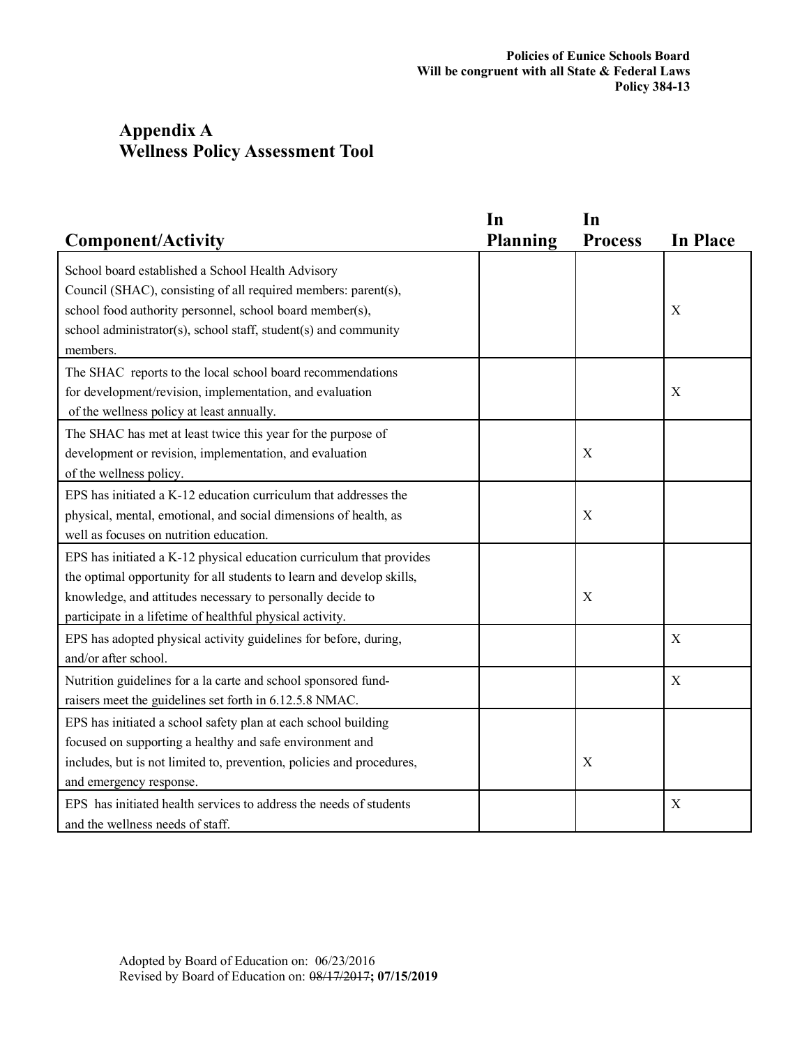## Appendix A
## Wellness Policy Assessment Tool

| Component/Activity | In Planning | In Process | In Place |
|---|---|---|---|
| School board established a School Health Advisory Council (SHAC), consisting of all required members: parent(s), school food authority personnel, school board member(s), school administrator(s), school staff, student(s) and community members. | | | X |
| The SHAC reports to the local school board recommendations for development/revision, implementation, and evaluation of the wellness policy at least annually. | | | X |
| The SHAC has met at least twice this year for the purpose of development or revision, implementation, and evaluation of the wellness policy. | | X | |
| EPS has initiated a K-12 education curriculum that addresses the physical, mental, emotional, and social dimensions of health, as well as focuses on nutrition education. | | X | |
| EPS has initiated a K-12 physical education curriculum that provides the optimal opportunity for all students to learn and develop skills, knowledge, and attitudes necessary to personally decide to participate in a lifetime of healthful physical activity. | | X | |
| EPS has adopted physical activity guidelines for before, during, and/or after school. | | | X |
| Nutrition guidelines for a la carte and school sponsored fund-raisers meet the guidelines set forth in 6.12.5.8 NMAC. | | | X |
| EPS has initiated a school safety plan at each school building focused on supporting a healthy and safe environment and includes, but is not limited to, prevention, policies and procedures, and emergency response. | | X | |
| EPS has initiated health services to address the needs of students and the wellness needs of staff. | | | X |

Adopted by Board of Education on: 06/23/2016
Revised by Board of Education on: ~~08/17/2017~~**; 07/15/2019**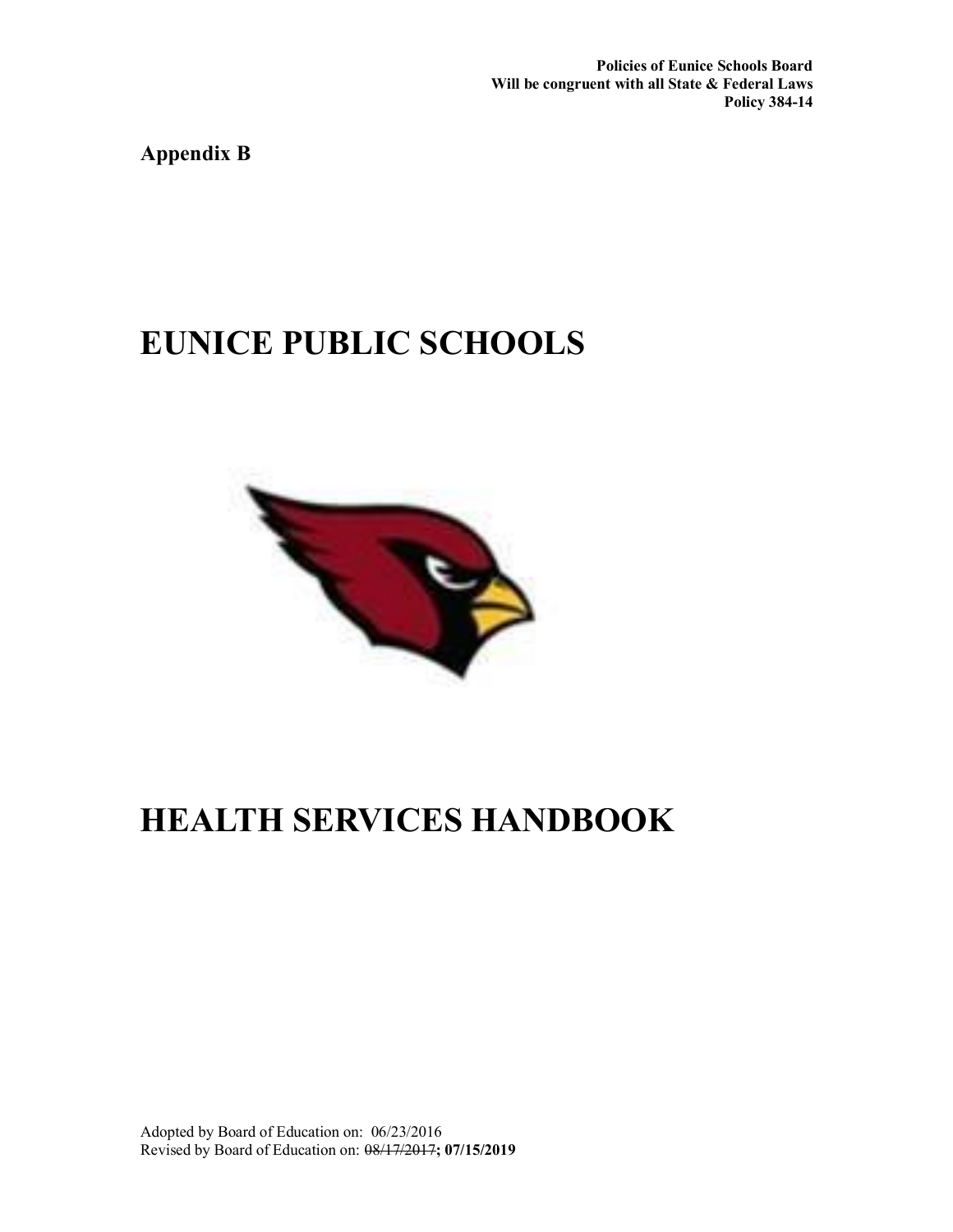**Policies of Eunice Schools Board**
**Will be congruent with all State & Federal Laws**
**Policy 384-14**

**Appendix B**

# EUNICE PUBLIC SCHOOLS

# HEALTH SERVICES HANDBOOK

Adopted by Board of Education on: 06/23/2016
Revised by Board of Education on: ~~08/17/2017~~**; 07/15/2019**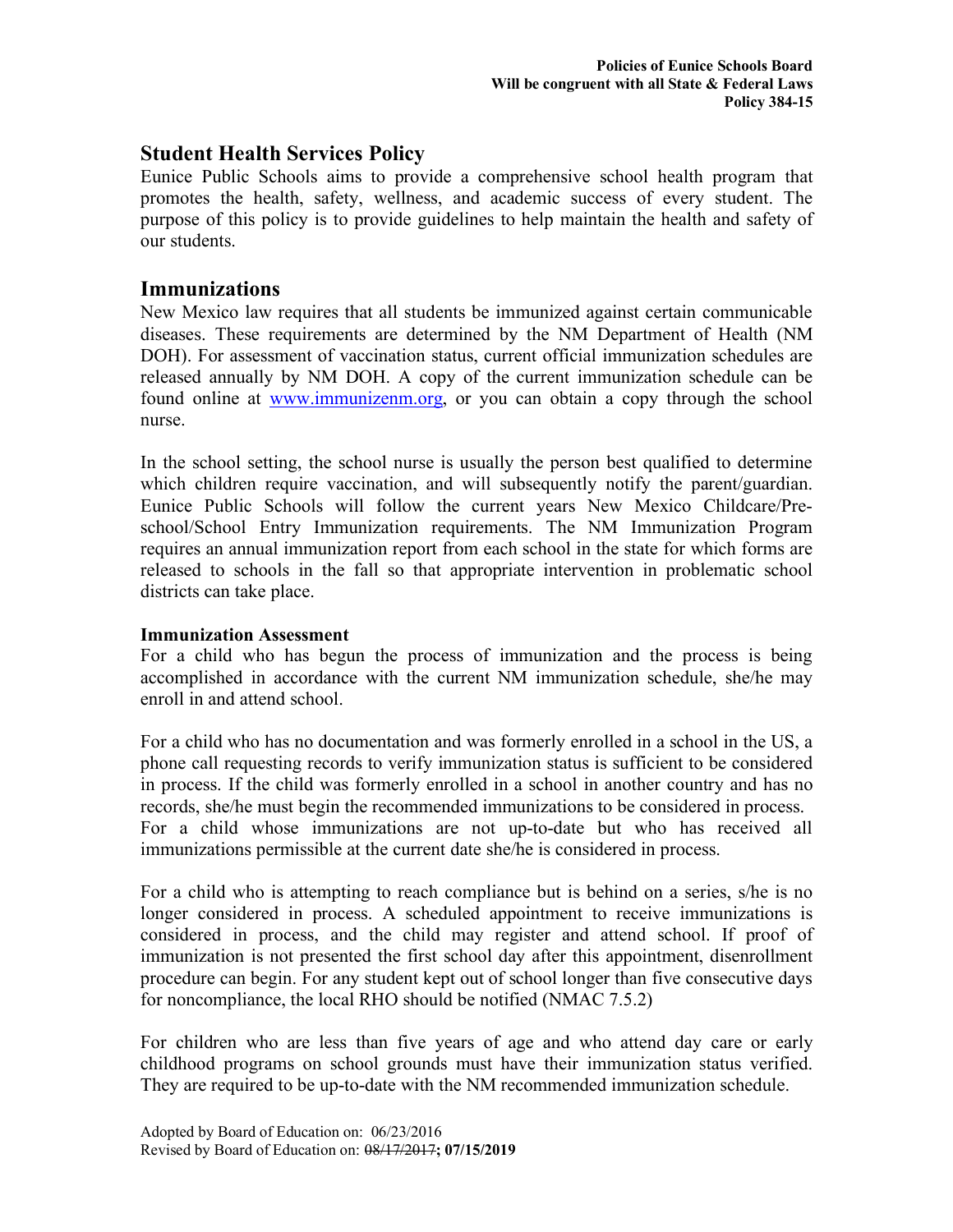## Student Health Services Policy

Eunice Public Schools aims to provide a comprehensive school health program that promotes the health, safety, wellness, and academic success of every student. The purpose of this policy is to provide guidelines to help maintain the health and safety of our students.

## Immunizations

New Mexico law requires that all students be immunized against certain communicable diseases. These requirements are determined by the NM Department of Health (NM DOH). For assessment of vaccination status, current official immunization schedules are released annually by NM DOH. A copy of the current immunization schedule can be found online at www.immunizenm.org, or you can obtain a copy through the school nurse.

In the school setting, the school nurse is usually the person best qualified to determine which children require vaccination, and will subsequently notify the parent/guardian. Eunice Public Schools will follow the current years New Mexico Childcare/Pre-school/School Entry Immunization requirements. The NM Immunization Program requires an annual immunization report from each school in the state for which forms are released to schools in the fall so that appropriate intervention in problematic school districts can take place.

**Immunization Assessment**

For a child who has begun the process of immunization and the process is being accomplished in accordance with the current NM immunization schedule, she/he may enroll in and attend school.

For a child who has no documentation and was formerly enrolled in a school in the US, a phone call requesting records to verify immunization status is sufficient to be considered in process. If the child was formerly enrolled in a school in another country and has no records, she/he must begin the recommended immunizations to be considered in process. For a child whose immunizations are not up-to-date but who has received all immunizations permissible at the current date she/he is considered in process.

For a child who is attempting to reach compliance but is behind on a series, s/he is no longer considered in process. A scheduled appointment to receive immunizations is considered in process, and the child may register and attend school. If proof of immunization is not presented the first school day after this appointment, disenrollment procedure can begin. For any student kept out of school longer than five consecutive days for noncompliance, the local RHO should be notified (NMAC 7.5.2)

For children who are less than five years of age and who attend day care or early childhood programs on school grounds must have their immunization status verified. They are required to be up-to-date with the NM recommended immunization schedule.

Adopted by Board of Education on: 06/23/2016
Revised by Board of Education on: ~~08/17/2017~~**; 07/15/2019**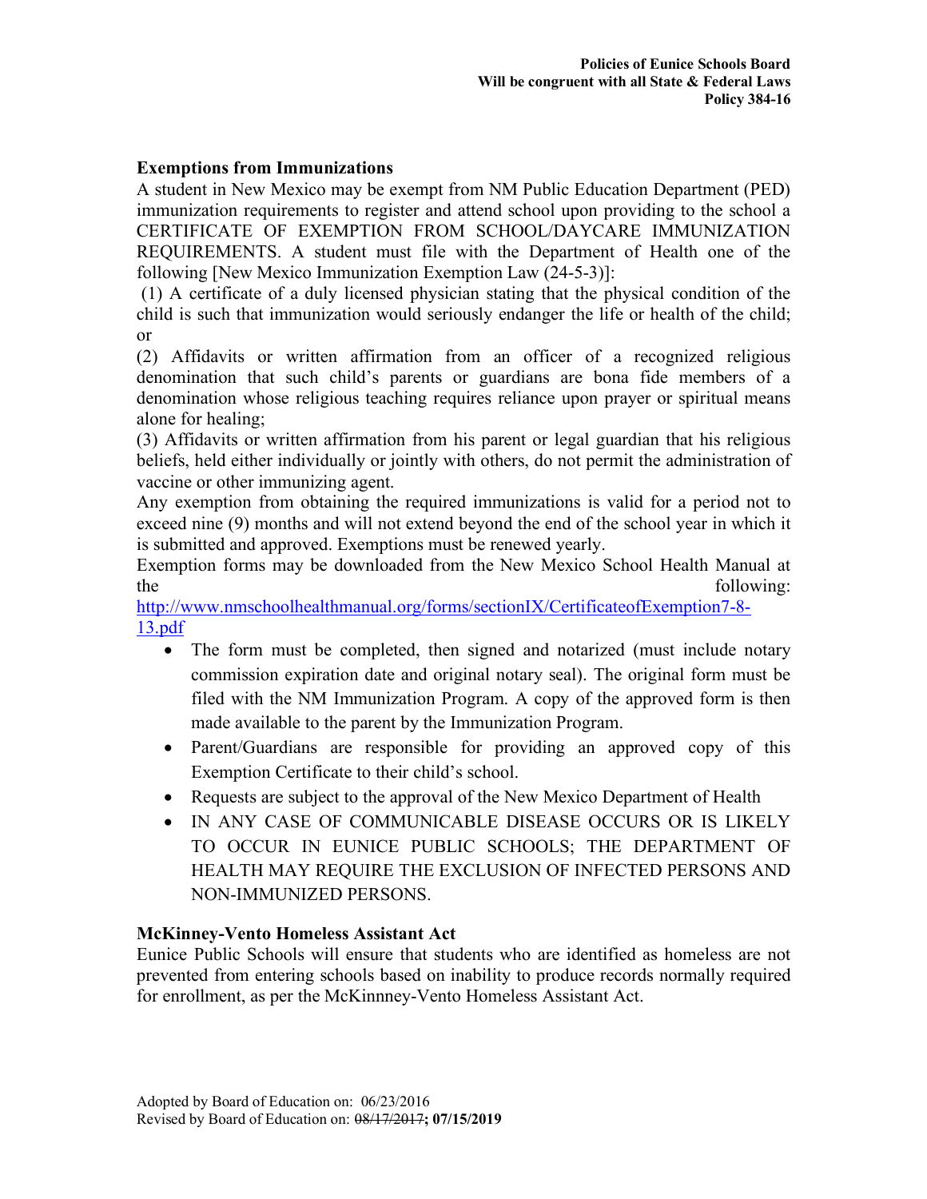## Exemptions from Immunizations

A student in New Mexico may be exempt from NM Public Education Department (PED) immunization requirements to register and attend school upon providing to the school a CERTIFICATE OF EXEMPTION FROM SCHOOL/DAYCARE IMMUNIZATION REQUIREMENTS. A student must file with the Department of Health one of the following [New Mexico Immunization Exemption Law (24-5-3)]:

(1) A certificate of a duly licensed physician stating that the physical condition of the child is such that immunization would seriously endanger the life or health of the child; or

(2) Affidavits or written affirmation from an officer of a recognized religious denomination that such child's parents or guardians are bona fide members of a denomination whose religious teaching requires reliance upon prayer or spiritual means alone for healing;

(3) Affidavits or written affirmation from his parent or legal guardian that his religious beliefs, held either individually or jointly with others, do not permit the administration of vaccine or other immunizing agent.

Any exemption from obtaining the required immunizations is valid for a period not to exceed nine (9) months and will not extend beyond the end of the school year in which it is submitted and approved. Exemptions must be renewed yearly.

Exemption forms may be downloaded from the New Mexico School Health Manual at the following: http://www.nmschoolhealthmanual.org/forms/sectionIX/CertificateofExemption7-8-13.pdf

- The form must be completed, then signed and notarized (must include notary commission expiration date and original notary seal). The original form must be filed with the NM Immunization Program. A copy of the approved form is then made available to the parent by the Immunization Program.
- Parent/Guardians are responsible for providing an approved copy of this Exemption Certificate to their child's school.
- Requests are subject to the approval of the New Mexico Department of Health
- IN ANY CASE OF COMMUNICABLE DISEASE OCCURS OR IS LIKELY TO OCCUR IN EUNICE PUBLIC SCHOOLS; THE DEPARTMENT OF HEALTH MAY REQUIRE THE EXCLUSION OF INFECTED PERSONS AND NON-IMMUNIZED PERSONS.

## McKinney-Vento Homeless Assistant Act

Eunice Public Schools will ensure that students who are identified as homeless are not prevented from entering schools based on inability to produce records normally required for enrollment, as per the McKinnney-Vento Homeless Assistant Act.

Adopted by Board of Education on: 06/23/2016
Revised by Board of Education on: ~~08/17/2017~~**; 07/15/2019**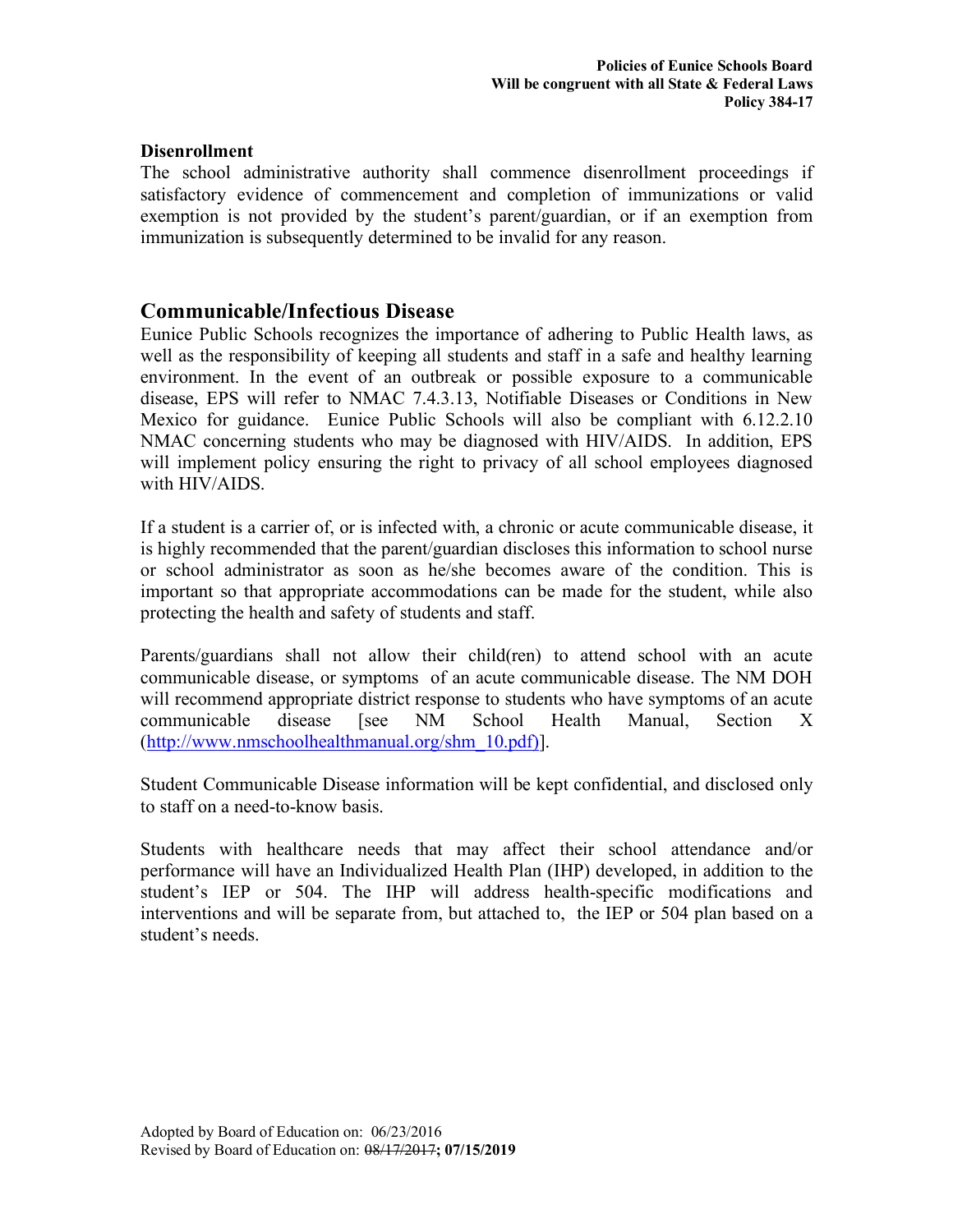### Disenrollment

The school administrative authority shall commence disenrollment proceedings if satisfactory evidence of commencement and completion of immunizations or valid exemption is not provided by the student's parent/guardian, or if an exemption from immunization is subsequently determined to be invalid for any reason.

## Communicable/Infectious Disease

Eunice Public Schools recognizes the importance of adhering to Public Health laws, as well as the responsibility of keeping all students and staff in a safe and healthy learning environment. In the event of an outbreak or possible exposure to a communicable disease, EPS will refer to NMAC 7.4.3.13, Notifiable Diseases or Conditions in New Mexico for guidance. Eunice Public Schools will also be compliant with 6.12.2.10 NMAC concerning students who may be diagnosed with HIV/AIDS. In addition, EPS will implement policy ensuring the right to privacy of all school employees diagnosed with HIV/AIDS.

If a student is a carrier of, or is infected with, a chronic or acute communicable disease, it is highly recommended that the parent/guardian discloses this information to school nurse or school administrator as soon as he/she becomes aware of the condition. This is important so that appropriate accommodations can be made for the student, while also protecting the health and safety of students and staff.

Parents/guardians shall not allow their child(ren) to attend school with an acute communicable disease, or symptoms of an acute communicable disease. The NM DOH will recommend appropriate district response to students who have symptoms of an acute communicable disease [see NM School Health Manual, Section X (http://www.nmschoolhealthmanual.org/shm_10.pdf)].

Student Communicable Disease information will be kept confidential, and disclosed only to staff on a need-to-know basis.

Students with healthcare needs that may affect their school attendance and/or performance will have an Individualized Health Plan (IHP) developed, in addition to the student's IEP or 504. The IHP will address health-specific modifications and interventions and will be separate from, but attached to, the IEP or 504 plan based on a student's needs.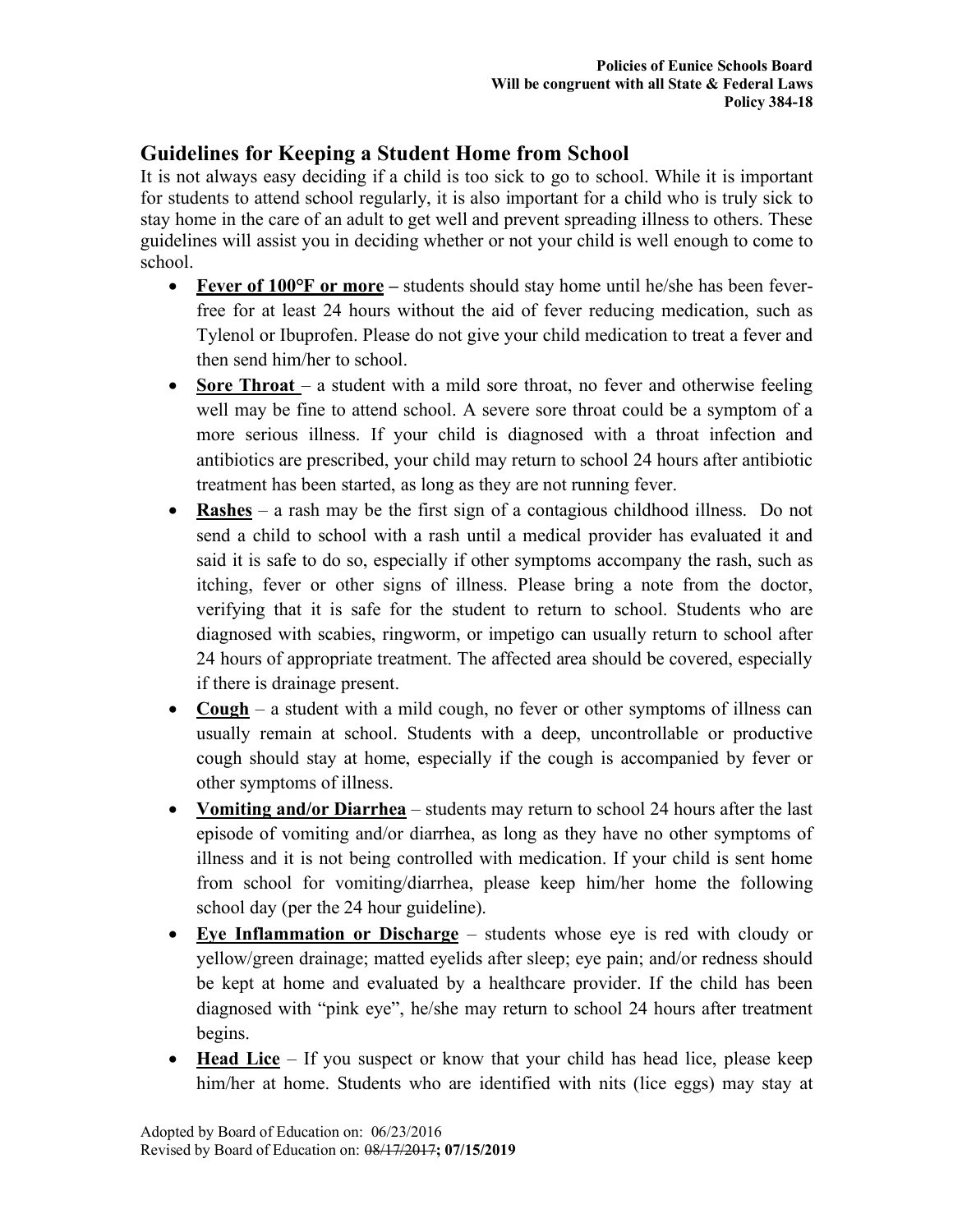## Guidelines for Keeping a Student Home from School

It is not always easy deciding if a child is too sick to go to school. While it is important for students to attend school regularly, it is also important for a child who is truly sick to stay home in the care of an adult to get well and prevent spreading illness to others. These guidelines will assist you in deciding whether or not your child is well enough to come to school.

- **Fever of 100°F or more –** students should stay home until he/she has been fever-free for at least 24 hours without the aid of fever reducing medication, such as Tylenol or Ibuprofen. Please do not give your child medication to treat a fever and then send him/her to school.
- **Sore Throat** – a student with a mild sore throat, no fever and otherwise feeling well may be fine to attend school. A severe sore throat could be a symptom of a more serious illness. If your child is diagnosed with a throat infection and antibiotics are prescribed, your child may return to school 24 hours after antibiotic treatment has been started, as long as they are not running fever.
- **Rashes** – a rash may be the first sign of a contagious childhood illness. Do not send a child to school with a rash until a medical provider has evaluated it and said it is safe to do so, especially if other symptoms accompany the rash, such as itching, fever or other signs of illness. Please bring a note from the doctor, verifying that it is safe for the student to return to school. Students who are diagnosed with scabies, ringworm, or impetigo can usually return to school after 24 hours of appropriate treatment. The affected area should be covered, especially if there is drainage present.
- **Cough** – a student with a mild cough, no fever or other symptoms of illness can usually remain at school. Students with a deep, uncontrollable or productive cough should stay at home, especially if the cough is accompanied by fever or other symptoms of illness.
- **Vomiting and/or Diarrhea** – students may return to school 24 hours after the last episode of vomiting and/or diarrhea, as long as they have no other symptoms of illness and it is not being controlled with medication. If your child is sent home from school for vomiting/diarrhea, please keep him/her home the following school day (per the 24 hour guideline).
- **Eye Inflammation or Discharge** – students whose eye is red with cloudy or yellow/green drainage; matted eyelids after sleep; eye pain; and/or redness should be kept at home and evaluated by a healthcare provider. If the child has been diagnosed with "pink eye", he/she may return to school 24 hours after treatment begins.
- **Head Lice** – If you suspect or know that your child has head lice, please keep him/her at home. Students who are identified with nits (lice eggs) may stay at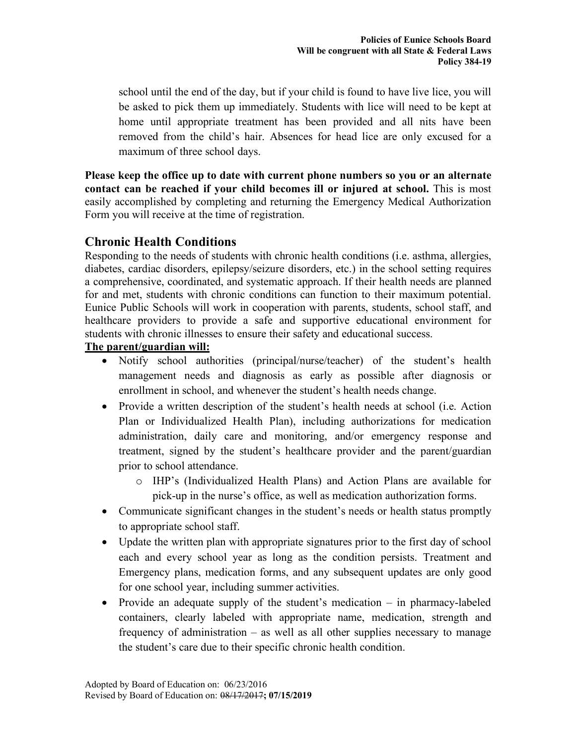school until the end of the day, but if your child is found to have live lice, you will be asked to pick them up immediately. Students with lice will need to be kept at home until appropriate treatment has been provided and all nits have been removed from the child's hair. Absences for head lice are only excused for a maximum of three school days.

**Please keep the office up to date with current phone numbers so you or an alternate contact can be reached if your child becomes ill or injured at school.** This is most easily accomplished by completing and returning the Emergency Medical Authorization Form you will receive at the time of registration.

## Chronic Health Conditions

Responding to the needs of students with chronic health conditions (i.e. asthma, allergies, diabetes, cardiac disorders, epilepsy/seizure disorders, etc.) in the school setting requires a comprehensive, coordinated, and systematic approach. If their health needs are planned for and met, students with chronic conditions can function to their maximum potential. Eunice Public Schools will work in cooperation with parents, students, school staff, and healthcare providers to provide a safe and supportive educational environment for students with chronic illnesses to ensure their safety and educational success.

**The parent/guardian will:**

- Notify school authorities (principal/nurse/teacher) of the student's health management needs and diagnosis as early as possible after diagnosis or enrollment in school, and whenever the student's health needs change.
- Provide a written description of the student's health needs at school (i.e. Action Plan or Individualized Health Plan), including authorizations for medication administration, daily care and monitoring, and/or emergency response and treatment, signed by the student's healthcare provider and the parent/guardian prior to school attendance.
  - IHP's (Individualized Health Plans) and Action Plans are available for pick-up in the nurse's office, as well as medication authorization forms.
- Communicate significant changes in the student's needs or health status promptly to appropriate school staff.
- Update the written plan with appropriate signatures prior to the first day of school each and every school year as long as the condition persists. Treatment and Emergency plans, medication forms, and any subsequent updates are only good for one school year, including summer activities.
- Provide an adequate supply of the student's medication – in pharmacy-labeled containers, clearly labeled with appropriate name, medication, strength and frequency of administration – as well as all other supplies necessary to manage the student's care due to their specific chronic health condition.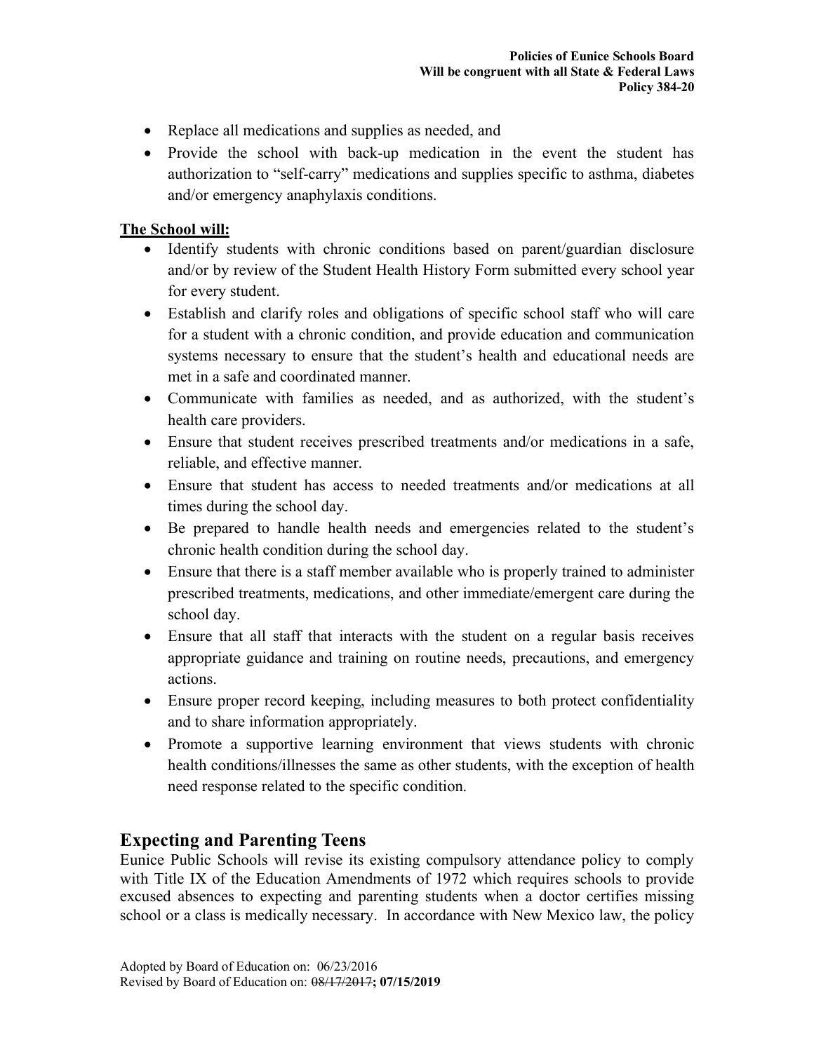- Replace all medications and supplies as needed, and
- Provide the school with back-up medication in the event the student has authorization to "self-carry" medications and supplies specific to asthma, diabetes and/or emergency anaphylaxis conditions.

**The School will:**

- Identify students with chronic conditions based on parent/guardian disclosure and/or by review of the Student Health History Form submitted every school year for every student.
- Establish and clarify roles and obligations of specific school staff who will care for a student with a chronic condition, and provide education and communication systems necessary to ensure that the student's health and educational needs are met in a safe and coordinated manner.
- Communicate with families as needed, and as authorized, with the student's health care providers.
- Ensure that student receives prescribed treatments and/or medications in a safe, reliable, and effective manner.
- Ensure that student has access to needed treatments and/or medications at all times during the school day.
- Be prepared to handle health needs and emergencies related to the student's chronic health condition during the school day.
- Ensure that there is a staff member available who is properly trained to administer prescribed treatments, medications, and other immediate/emergent care during the school day.
- Ensure that all staff that interacts with the student on a regular basis receives appropriate guidance and training on routine needs, precautions, and emergency actions.
- Ensure proper record keeping, including measures to both protect confidentiality and to share information appropriately.
- Promote a supportive learning environment that views students with chronic health conditions/illnesses the same as other students, with the exception of health need response related to the specific condition.

## Expecting and Parenting Teens

Eunice Public Schools will revise its existing compulsory attendance policy to comply with Title IX of the Education Amendments of 1972 which requires schools to provide excused absences to expecting and parenting students when a doctor certifies missing school or a class is medically necessary. In accordance with New Mexico law, the policy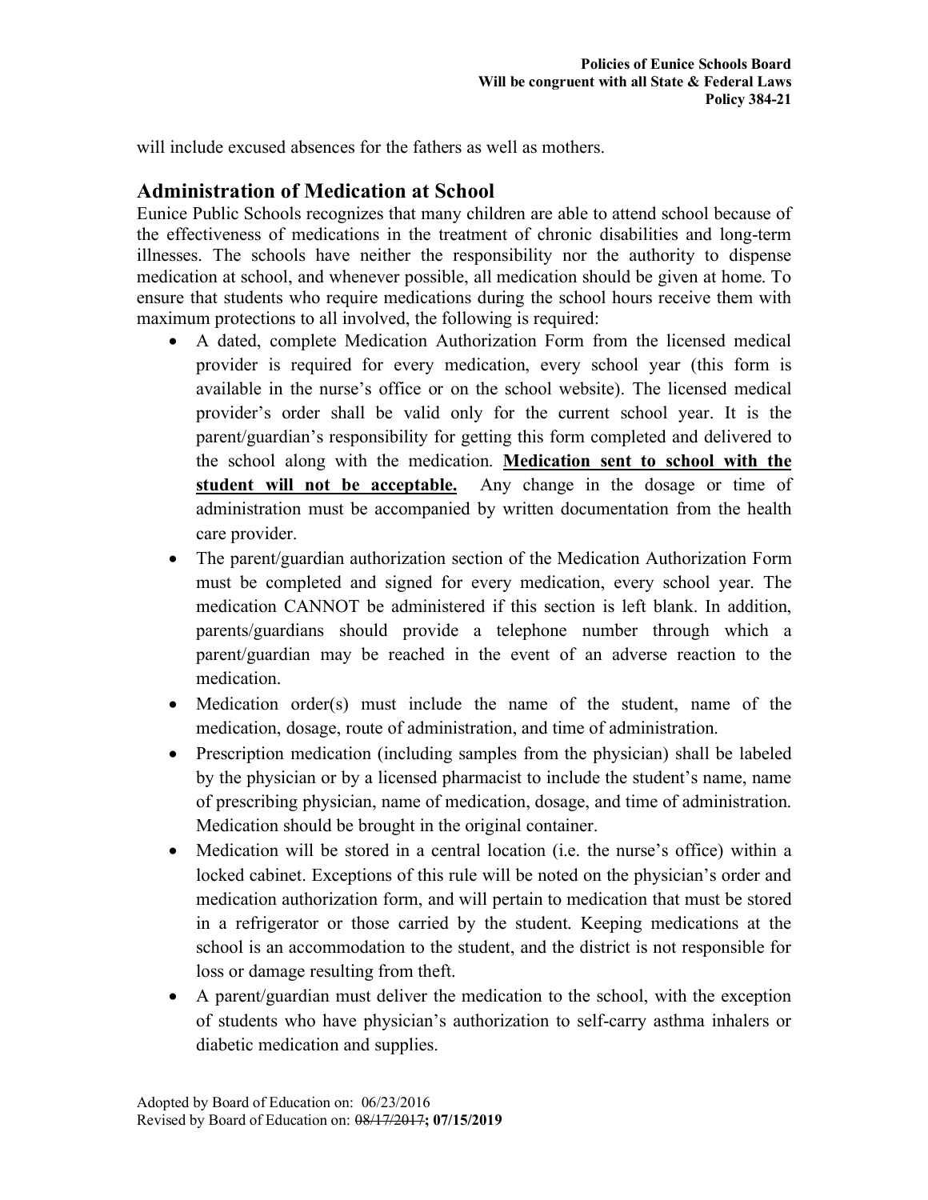will include excused absences for the fathers as well as mothers.

## Administration of Medication at School

Eunice Public Schools recognizes that many children are able to attend school because of the effectiveness of medications in the treatment of chronic disabilities and long-term illnesses. The schools have neither the responsibility nor the authority to dispense medication at school, and whenever possible, all medication should be given at home. To ensure that students who require medications during the school hours receive them with maximum protections to all involved, the following is required:

- A dated, complete Medication Authorization Form from the licensed medical provider is required for every medication, every school year (this form is available in the nurse's office or on the school website). The licensed medical provider's order shall be valid only for the current school year. It is the parent/guardian's responsibility for getting this form completed and delivered to the school along with the medication. **Medication sent to school with the student will not be acceptable.** Any change in the dosage or time of administration must be accompanied by written documentation from the health care provider.
- The parent/guardian authorization section of the Medication Authorization Form must be completed and signed for every medication, every school year. The medication CANNOT be administered if this section is left blank. In addition, parents/guardians should provide a telephone number through which a parent/guardian may be reached in the event of an adverse reaction to the medication.
- Medication order(s) must include the name of the student, name of the medication, dosage, route of administration, and time of administration.
- Prescription medication (including samples from the physician) shall be labeled by the physician or by a licensed pharmacist to include the student's name, name of prescribing physician, name of medication, dosage, and time of administration. Medication should be brought in the original container.
- Medication will be stored in a central location (i.e. the nurse's office) within a locked cabinet. Exceptions of this rule will be noted on the physician's order and medication authorization form, and will pertain to medication that must be stored in a refrigerator or those carried by the student. Keeping medications at the school is an accommodation to the student, and the district is not responsible for loss or damage resulting from theft.
- A parent/guardian must deliver the medication to the school, with the exception of students who have physician's authorization to self-carry asthma inhalers or diabetic medication and supplies.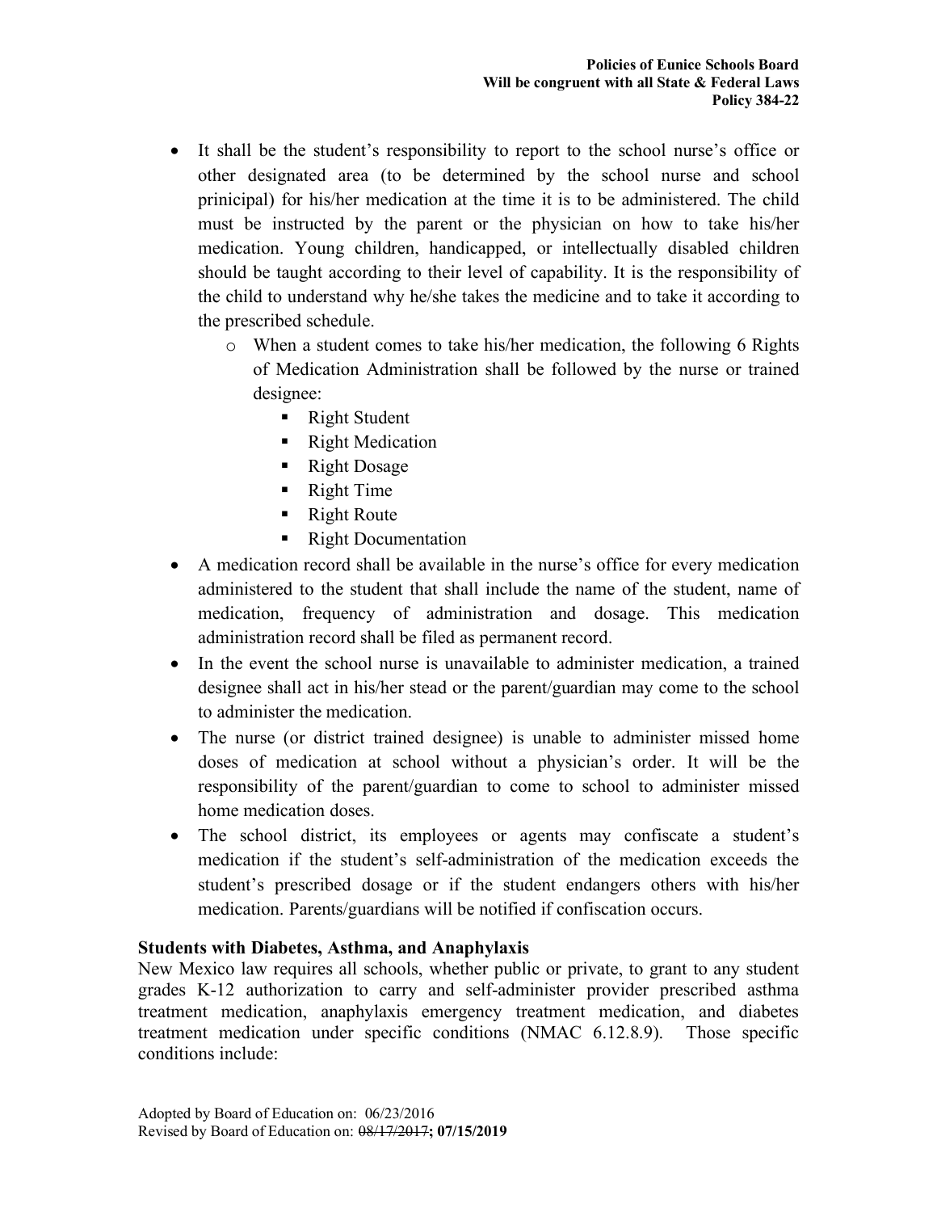- It shall be the student's responsibility to report to the school nurse's office or other designated area (to be determined by the school nurse and school prinicipal) for his/her medication at the time it is to be administered. The child must be instructed by the parent or the physician on how to take his/her medication. Young children, handicapped, or intellectually disabled children should be taught according to their level of capability. It is the responsibility of the child to understand why he/she takes the medicine and to take it according to the prescribed schedule.
    - When a student comes to take his/her medication, the following 6 Rights of Medication Administration shall be followed by the nurse or trained designee:
        - Right Student
        - Right Medication
        - Right Dosage
        - Right Time
        - Right Route
        - Right Documentation
- A medication record shall be available in the nurse's office for every medication administered to the student that shall include the name of the student, name of medication, frequency of administration and dosage. This medication administration record shall be filed as permanent record.
- In the event the school nurse is unavailable to administer medication, a trained designee shall act in his/her stead or the parent/guardian may come to the school to administer the medication.
- The nurse (or district trained designee) is unable to administer missed home doses of medication at school without a physician's order. It will be the responsibility of the parent/guardian to come to school to administer missed home medication doses.
- The school district, its employees or agents may confiscate a student's medication if the student's self-administration of the medication exceeds the student's prescribed dosage or if the student endangers others with his/her medication. Parents/guardians will be notified if confiscation occurs.

**Students with Diabetes, Asthma, and Anaphylaxis**

New Mexico law requires all schools, whether public or private, to grant to any student grades K-12 authorization to carry and self-administer provider prescribed asthma treatment medication, anaphylaxis emergency treatment medication, and diabetes treatment medication under specific conditions (NMAC 6.12.8.9). Those specific conditions include: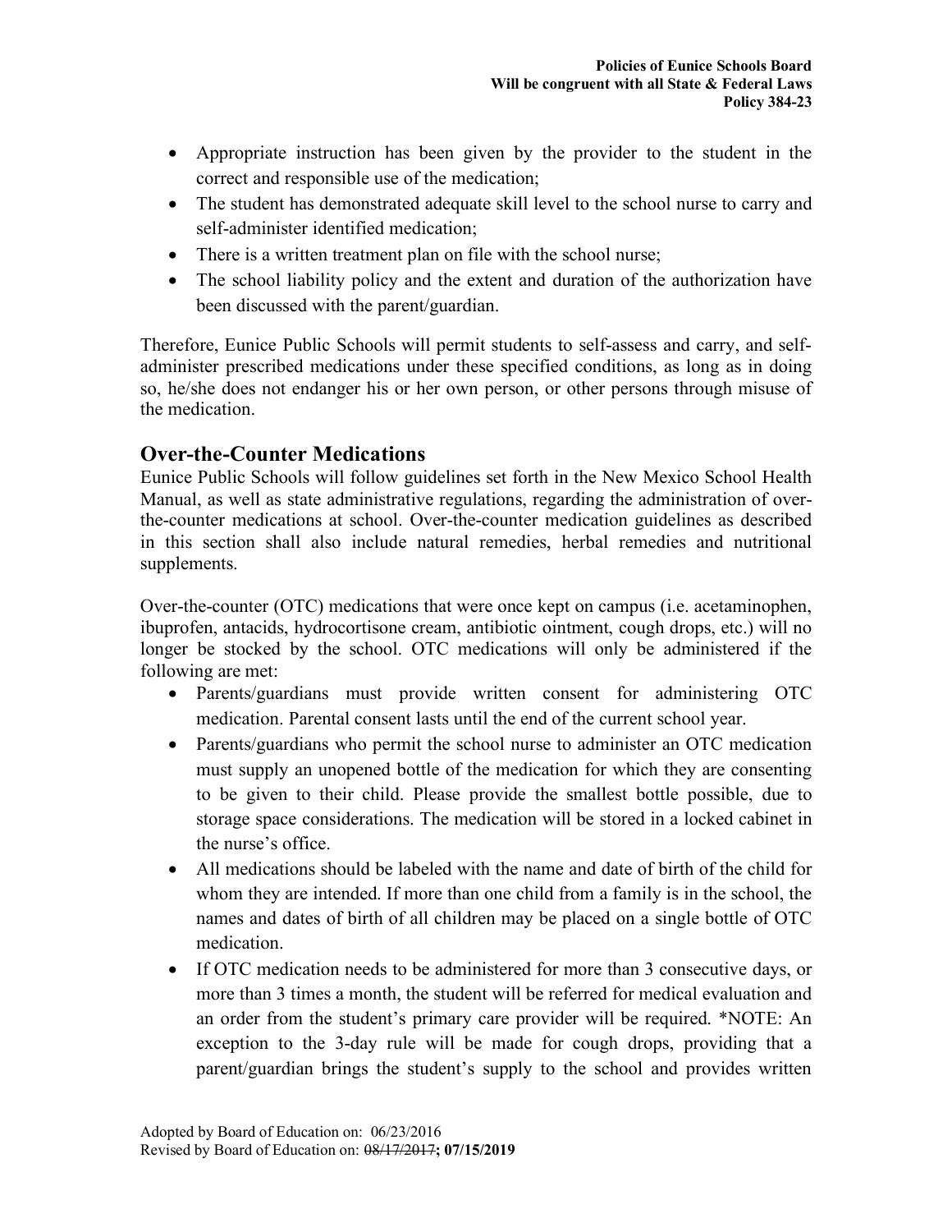- Appropriate instruction has been given by the provider to the student in the correct and responsible use of the medication;
- The student has demonstrated adequate skill level to the school nurse to carry and self-administer identified medication;
- There is a written treatment plan on file with the school nurse;
- The school liability policy and the extent and duration of the authorization have been discussed with the parent/guardian.

Therefore, Eunice Public Schools will permit students to self-assess and carry, and self-administer prescribed medications under these specified conditions, as long as in doing so, he/she does not endanger his or her own person, or other persons through misuse of the medication.

## Over-the-Counter Medications

Eunice Public Schools will follow guidelines set forth in the New Mexico School Health Manual, as well as state administrative regulations, regarding the administration of over-the-counter medications at school. Over-the-counter medication guidelines as described in this section shall also include natural remedies, herbal remedies and nutritional supplements.

Over-the-counter (OTC) medications that were once kept on campus (i.e. acetaminophen, ibuprofen, antacids, hydrocortisone cream, antibiotic ointment, cough drops, etc.) will no longer be stocked by the school. OTC medications will only be administered if the following are met:

- Parents/guardians must provide written consent for administering OTC medication. Parental consent lasts until the end of the current school year.
- Parents/guardians who permit the school nurse to administer an OTC medication must supply an unopened bottle of the medication for which they are consenting to be given to their child. Please provide the smallest bottle possible, due to storage space considerations. The medication will be stored in a locked cabinet in the nurse's office.
- All medications should be labeled with the name and date of birth of the child for whom they are intended. If more than one child from a family is in the school, the names and dates of birth of all children may be placed on a single bottle of OTC medication.
- If OTC medication needs to be administered for more than 3 consecutive days, or more than 3 times a month, the student will be referred for medical evaluation and an order from the student's primary care provider will be required. *NOTE: An exception to the 3-day rule will be made for cough drops, providing that a parent/guardian brings the student's supply to the school and provides written

Adopted by Board of Education on: 06/23/2016
Revised by Board of Education on: ~~08/17/2017~~**; 07/15/2019**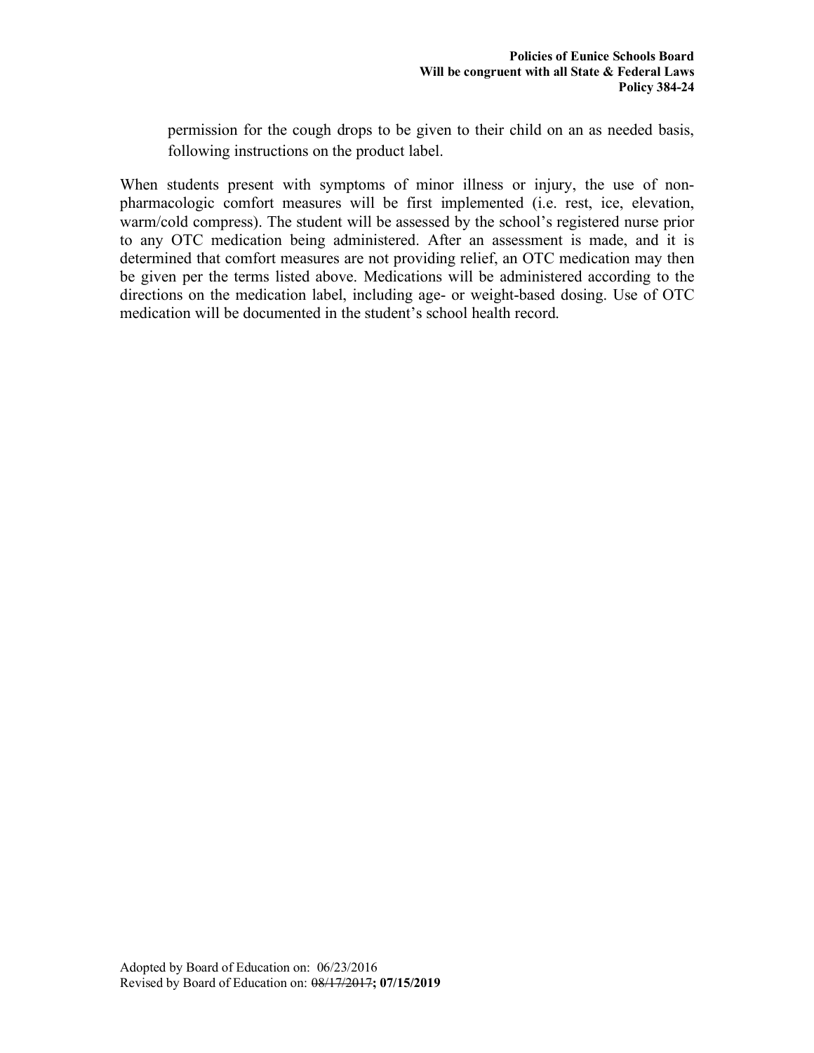permission for the cough drops to be given to their child on an as needed basis, following instructions on the product label.

When students present with symptoms of minor illness or injury, the use of non-pharmacologic comfort measures will be first implemented (i.e. rest, ice, elevation, warm/cold compress). The student will be assessed by the school's registered nurse prior to any OTC medication being administered. After an assessment is made, and it is determined that comfort measures are not providing relief, an OTC medication may then be given per the terms listed above. Medications will be administered according to the directions on the medication label, including age- or weight-based dosing. Use of OTC medication will be documented in the student's school health record.

Adopted by Board of Education on: 06/23/2016
Revised by Board of Education on: ~~08/17/2017~~**; 07/15/2019**